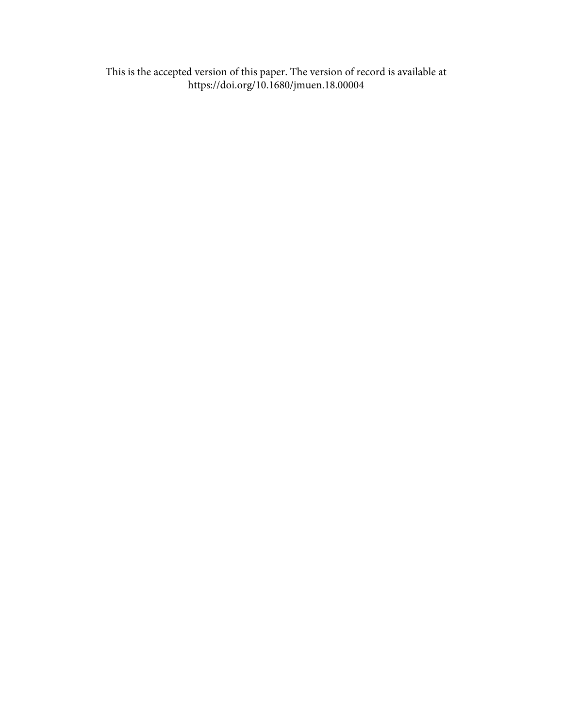This is the accepted version of this paper. The version of record is available at https://doi.org/10.1680/jmuen.18.00004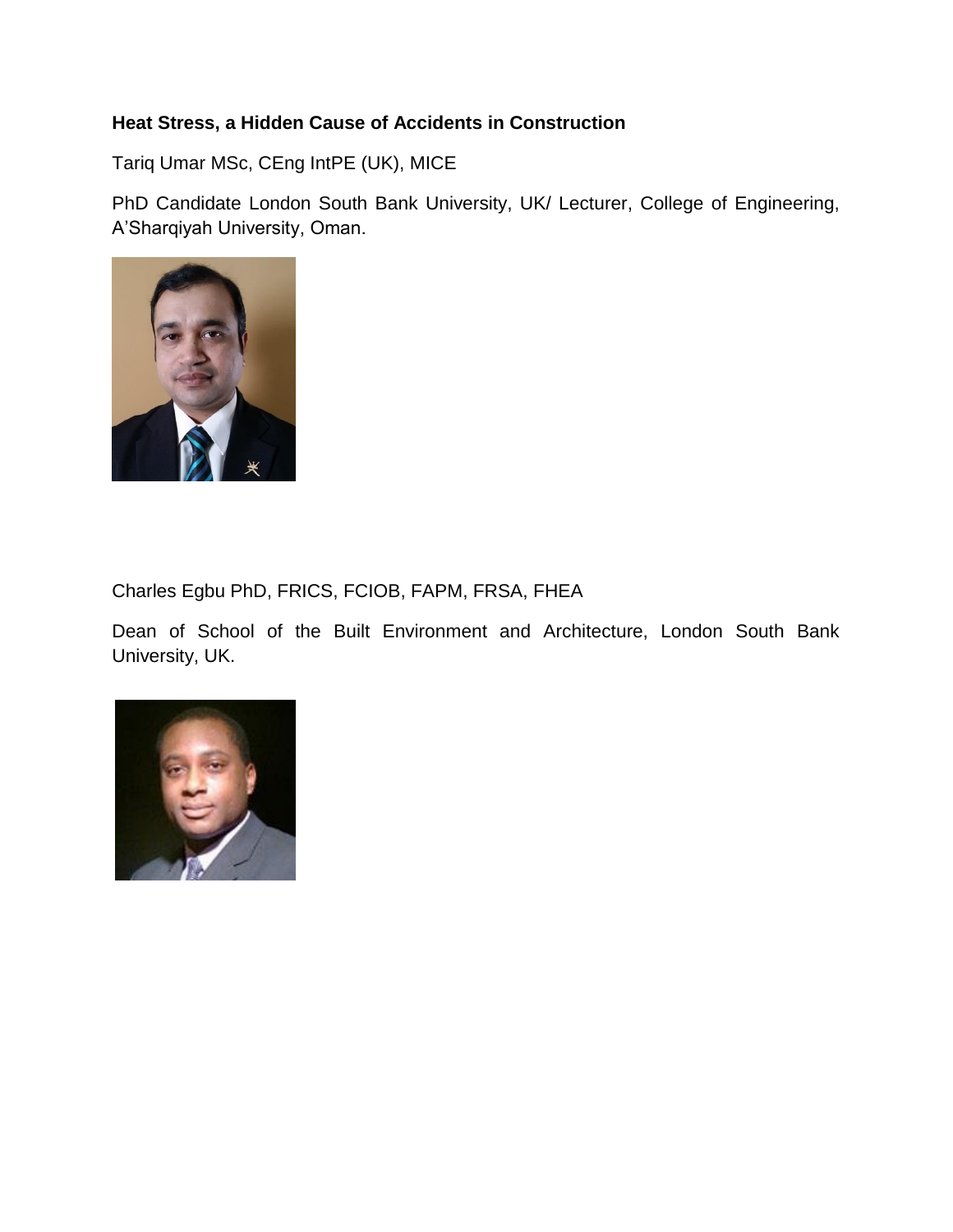**Heat Stress, a Hidden Cause of Accidents in Construction**

Tariq Umar MSc, CEng IntPE (UK), MICE

PhD Candidate London South Bank University, UK/ Lecturer, College of Engineering, A'Sharqiyah University, Oman.

Charles Egbu PhD, FRICS, FCIOB, FAPM, FRSA, FHEA

Dean of School of the Built Environment and Architecture, London South Bank University, UK.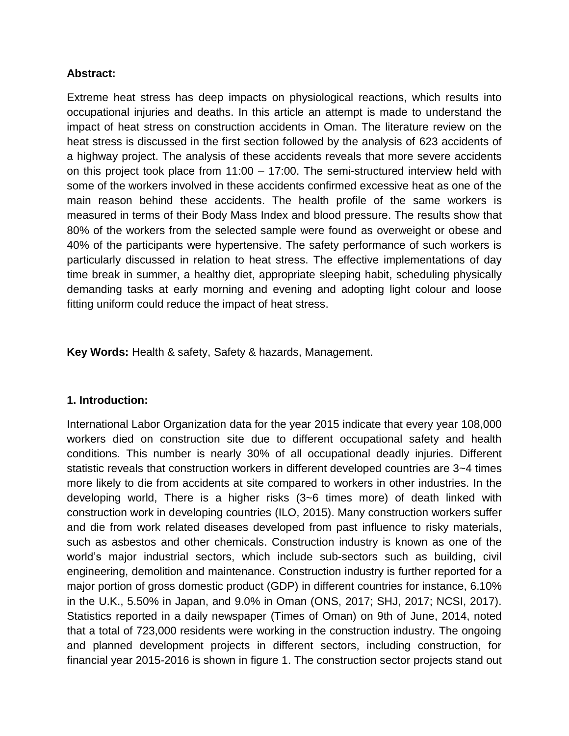**Abstract:**

Extreme heat stress has deep impacts on physiological reactions, which results into occupational injuries and deaths. In this article an attempt is made to understand the impact of heat stress on construction accidents in Oman. The literature review on the heat stress is discussed in the first section followed by the analysis of 623 accidents of a highway project. The analysis of these accidents reveals that more severe accidents on this project took place from 11:00 – 17:00. The semi-structured interview held with some of the workers involved in these accidents confirmed excessive heat as one of the main reason behind these accidents. The health profile of the same workers is measured in terms of their Body Mass Index and blood pressure. The results show that 80% of the workers from the selected sample were found as overweight or obese and 40% of the participants were hypertensive. The safety performance of such workers is particularly discussed in relation to heat stress. The effective implementations of day time break in summer, a healthy diet, appropriate sleeping habit, scheduling physically demanding tasks at early morning and evening and adopting light colour and loose fitting uniform could reduce the impact of heat stress.

**Key Words:** Health & safety, Safety & hazards, Management.

## 1. Introduction:

International Labor Organization data for the year 2015 indicate that every year 108,000 workers died on construction site due to different occupational safety and health conditions. This number is nearly 30% of all occupational deadly injuries. Different statistic reveals that construction workers in different developed countries are 3~4 times more likely to die from accidents at site compared to workers in other industries. In the developing world, There is a higher risks (3~6 times more) of death linked with construction work in developing countries (ILO, 2015). Many construction workers suffer and die from work related diseases developed from past influence to risky materials, such as asbestos and other chemicals. Construction industry is known as one of the world's major industrial sectors, which include sub-sectors such as building, civil engineering, demolition and maintenance. Construction industry is further reported for a major portion of gross domestic product (GDP) in different countries for instance, 6.10% in the U.K., 5.50% in Japan, and 9.0% in Oman (ONS, 2017; SHJ, 2017; NCSI, 2017). Statistics reported in a daily newspaper (Times of Oman) on 9th of June, 2014, noted that a total of 723,000 residents were working in the construction industry. The ongoing and planned development projects in different sectors, including construction, for financial year 2015-2016 is shown in figure 1. The construction sector projects stand out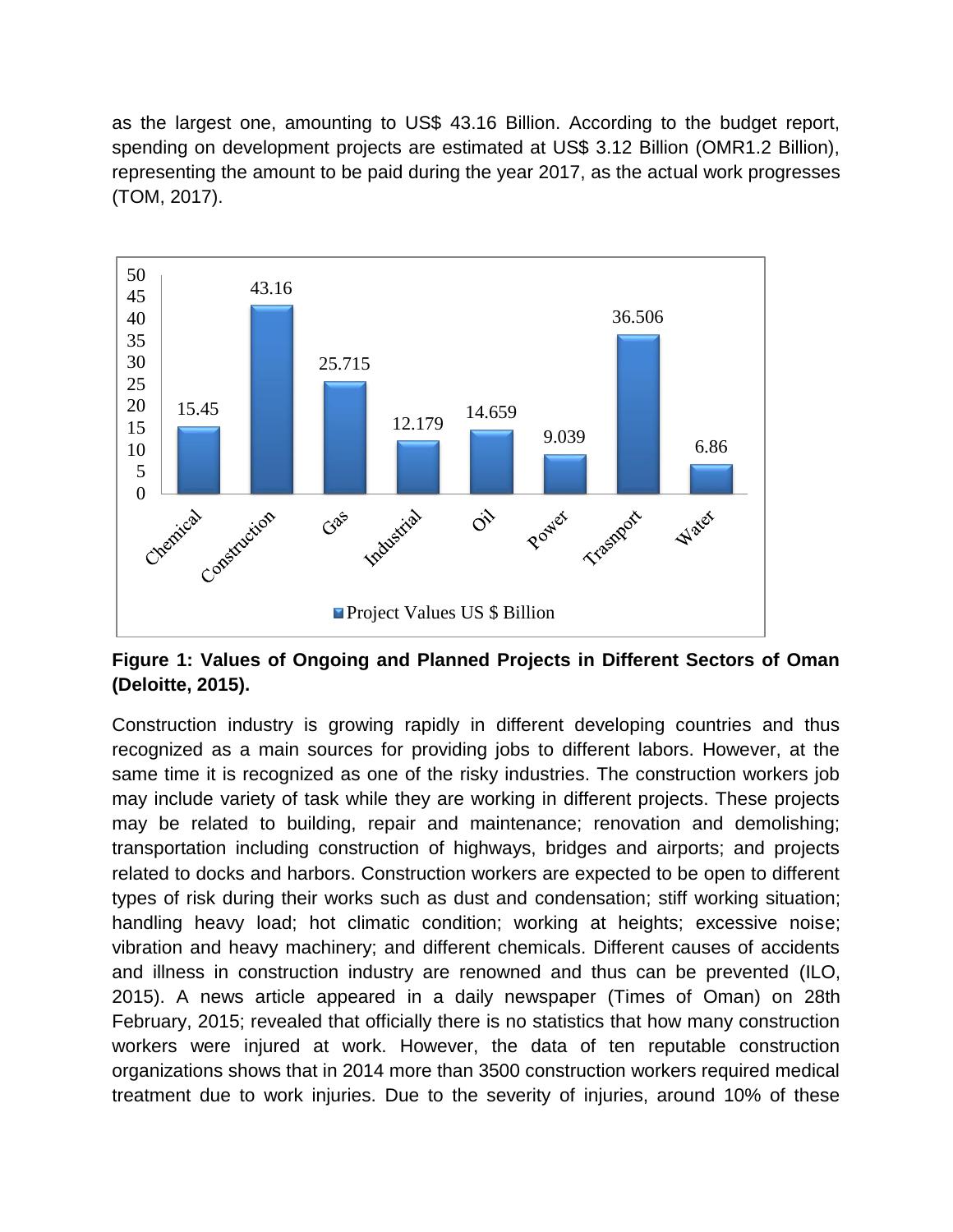as the largest one, amounting to US$ 43.16 Billion. According to the budget report, spending on development projects are estimated at US$ 3.12 Billion (OMR1.2 Billion), representing the amount to be paid during the year 2017, as the actual work progresses (TOM, 2017).

| Sector | Project Values US $ Billion |
| --- | --- |
| Chemical | 15.45 |
| Construction | 43.16 |
| Gas | 25.715 |
| Industrial | 12.179 |
| Oil | 14.659 |
| Power | 9.039 |
| Trasnport | 36.506 |
| Water | 6.86 |

**Figure 1: Values of Ongoing and Planned Projects in Different Sectors of Oman (Deloitte, 2015).**

Construction industry is growing rapidly in different developing countries and thus recognized as a main sources for providing jobs to different labors. However, at the same time it is recognized as one of the risky industries. The construction workers job may include variety of task while they are working in different projects. These projects may be related to building, repair and maintenance; renovation and demolishing; transportation including construction of highways, bridges and airports; and projects related to docks and harbors. Construction workers are expected to be open to different types of risk during their works such as dust and condensation; stiff working situation; handling heavy load; hot climatic condition; working at heights; excessive noise; vibration and heavy machinery; and different chemicals. Different causes of accidents and illness in construction industry are renowned and thus can be prevented (ILO, 2015). A news article appeared in a daily newspaper (Times of Oman) on 28th February, 2015; revealed that officially there is no statistics that how many construction workers were injured at work. However, the data of ten reputable construction organizations shows that in 2014 more than 3500 construction workers required medical treatment due to work injuries. Due to the severity of injuries, around 10% of these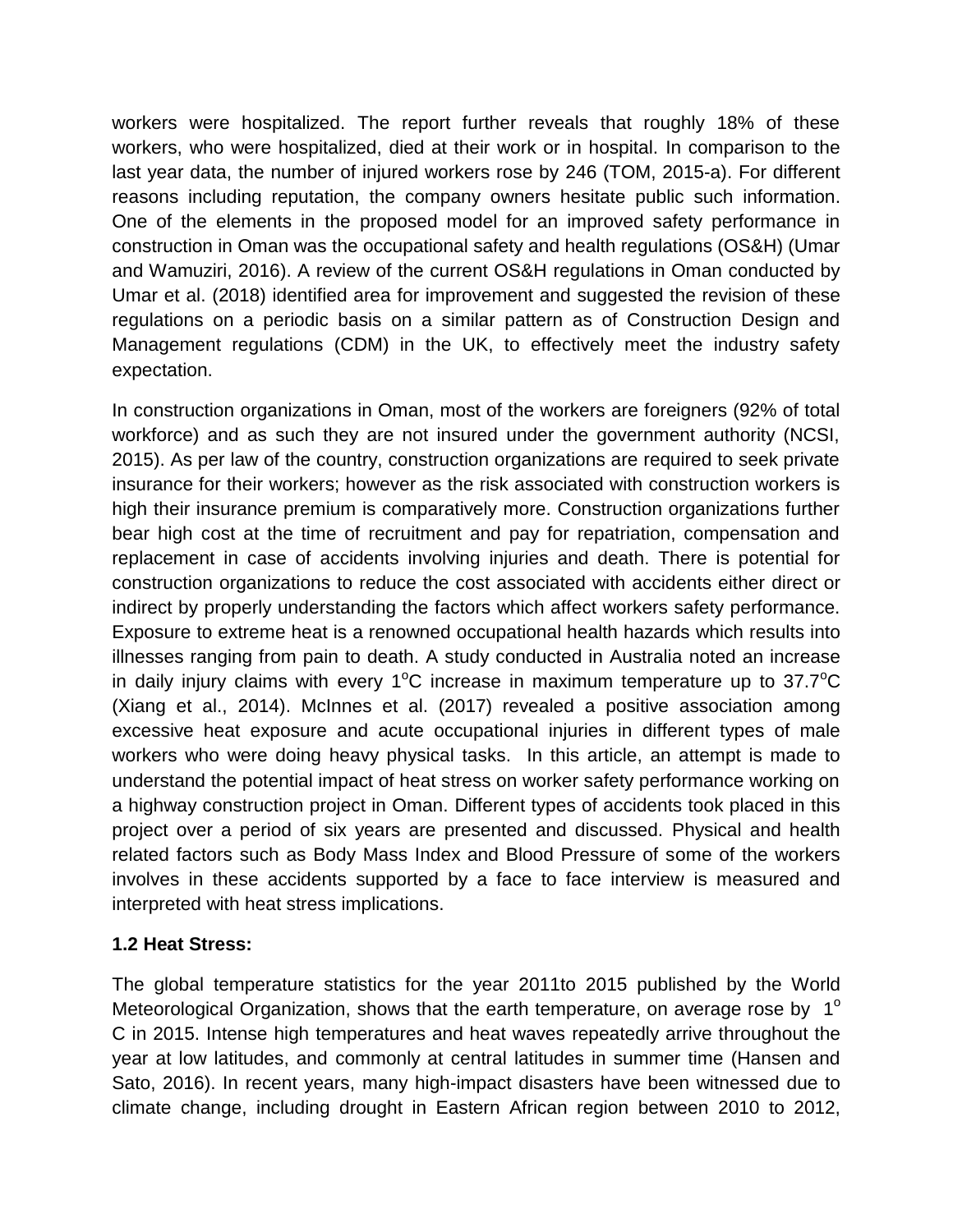workers were hospitalized. The report further reveals that roughly 18% of these workers, who were hospitalized, died at their work or in hospital. In comparison to the last year data, the number of injured workers rose by 246 (TOM, 2015-a). For different reasons including reputation, the company owners hesitate public such information. One of the elements in the proposed model for an improved safety performance in construction in Oman was the occupational safety and health regulations (OS&H) (Umar and Wamuziri, 2016). A review of the current OS&H regulations in Oman conducted by Umar et al. (2018) identified area for improvement and suggested the revision of these regulations on a periodic basis on a similar pattern as of Construction Design and Management regulations (CDM) in the UK, to effectively meet the industry safety expectation.

In construction organizations in Oman, most of the workers are foreigners (92% of total workforce) and as such they are not insured under the government authority (NCSI, 2015). As per law of the country, construction organizations are required to seek private insurance for their workers; however as the risk associated with construction workers is high their insurance premium is comparatively more. Construction organizations further bear high cost at the time of recruitment and pay for repatriation, compensation and replacement in case of accidents involving injuries and death. There is potential for construction organizations to reduce the cost associated with accidents either direct or indirect by properly understanding the factors which affect workers safety performance. Exposure to extreme heat is a renowned occupational health hazards which results into illnesses ranging from pain to death. A study conducted in Australia noted an increase in daily injury claims with every 1$^{o}$C increase in maximum temperature up to 37.7$^{o}$C (Xiang et al., 2014). McInnes et al. (2017) revealed a positive association among excessive heat exposure and acute occupational injuries in different types of male workers who were doing heavy physical tasks. In this article, an attempt is made to understand the potential impact of heat stress on worker safety performance working on a highway construction project in Oman. Different types of accidents took placed in this project over a period of six years are presented and discussed. Physical and health related factors such as Body Mass Index and Blood Pressure of some of the workers involves in these accidents supported by a face to face interview is measured and interpreted with heat stress implications.

**1.2 Heat Stress:**

The global temperature statistics for the year 2011to 2015 published by the World Meteorological Organization, shows that the earth temperature, on average rose by 1$^{o}$ C in 2015. Intense high temperatures and heat waves repeatedly arrive throughout the year at low latitudes, and commonly at central latitudes in summer time (Hansen and Sato, 2016). In recent years, many high-impact disasters have been witnessed due to climate change, including drought in Eastern African region between 2010 to 2012,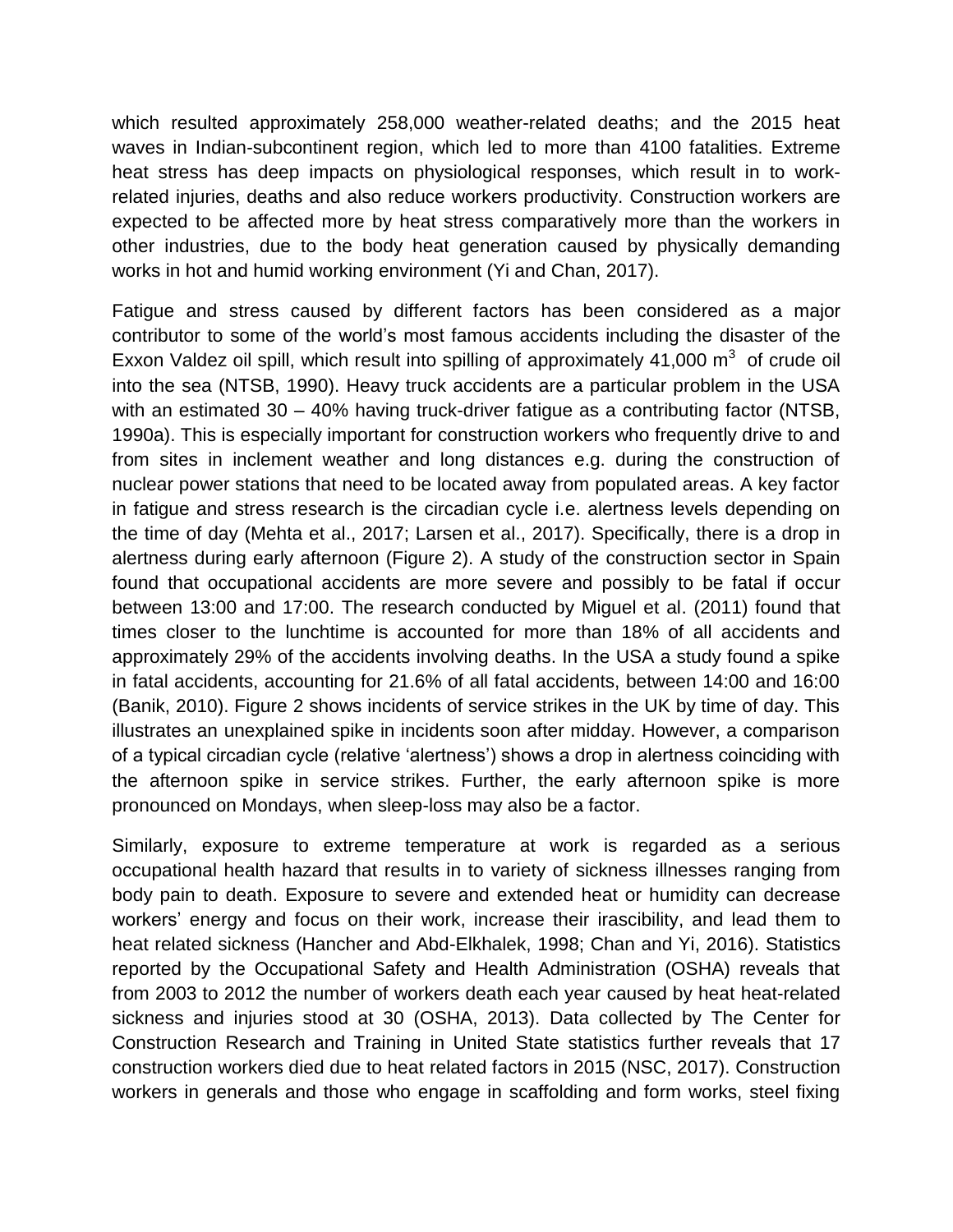which resulted approximately 258,000 weather-related deaths; and the 2015 heat waves in Indian-subcontinent region, which led to more than 4100 fatalities. Extreme heat stress has deep impacts on physiological responses, which result in to work-related injuries, deaths and also reduce workers productivity. Construction workers are expected to be affected more by heat stress comparatively more than the workers in other industries, due to the body heat generation caused by physically demanding works in hot and humid working environment (Yi and Chan, 2017).

Fatigue and stress caused by different factors has been considered as a major contributor to some of the world's most famous accidents including the disaster of the Exxon Valdez oil spill, which result into spilling of approximately 41,000 $m^3$ of crude oil into the sea (NTSB, 1990). Heavy truck accidents are a particular problem in the USA with an estimated 30 – 40% having truck-driver fatigue as a contributing factor (NTSB, 1990a). This is especially important for construction workers who frequently drive to and from sites in inclement weather and long distances e.g. during the construction of nuclear power stations that need to be located away from populated areas. A key factor in fatigue and stress research is the circadian cycle i.e. alertness levels depending on the time of day (Mehta et al., 2017; Larsen et al., 2017). Specifically, there is a drop in alertness during early afternoon (Figure 2). A study of the construction sector in Spain found that occupational accidents are more severe and possibly to be fatal if occur between 13:00 and 17:00. The research conducted by Miguel et al. (2011) found that times closer to the lunchtime is accounted for more than 18% of all accidents and approximately 29% of the accidents involving deaths. In the USA a study found a spike in fatal accidents, accounting for 21.6% of all fatal accidents, between 14:00 and 16:00 (Banik, 2010). Figure 2 shows incidents of service strikes in the UK by time of day. This illustrates an unexplained spike in incidents soon after midday. However, a comparison of a typical circadian cycle (relative 'alertness') shows a drop in alertness coinciding with the afternoon spike in service strikes. Further, the early afternoon spike is more pronounced on Mondays, when sleep-loss may also be a factor.

Similarly, exposure to extreme temperature at work is regarded as a serious occupational health hazard that results in to variety of sickness illnesses ranging from body pain to death. Exposure to severe and extended heat or humidity can decrease workers' energy and focus on their work, increase their irascibility, and lead them to heat related sickness (Hancher and Abd-Elkhalek, 1998; Chan and Yi, 2016). Statistics reported by the Occupational Safety and Health Administration (OSHA) reveals that from 2003 to 2012 the number of workers death each year caused by heat heat-related sickness and injuries stood at 30 (OSHA, 2013). Data collected by The Center for Construction Research and Training in United State statistics further reveals that 17 construction workers died due to heat related factors in 2015 (NSC, 2017). Construction workers in generals and those who engage in scaffolding and form works, steel fixing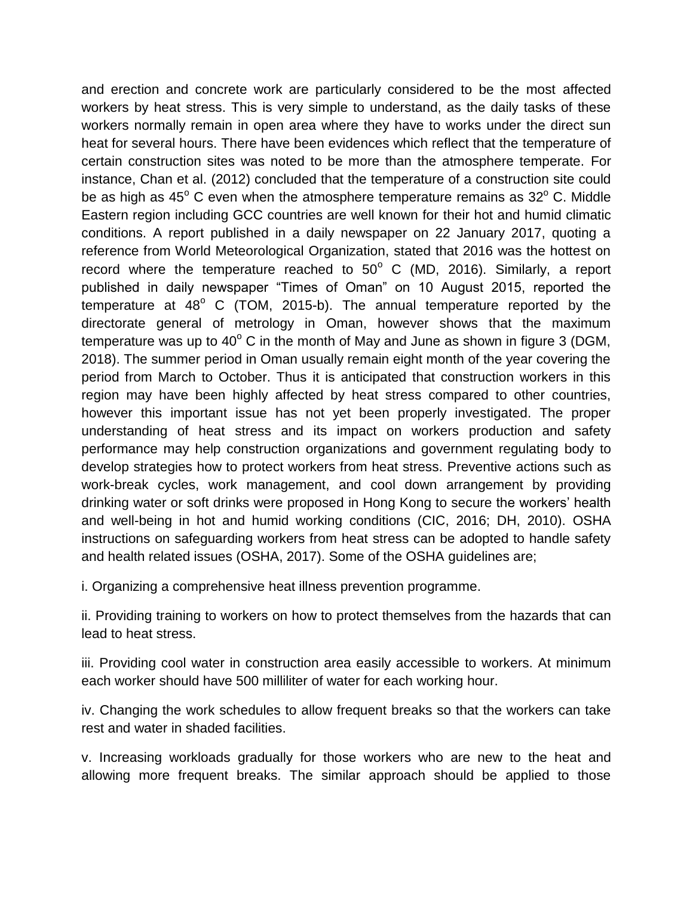and erection and concrete work are particularly considered to be the most affected workers by heat stress. This is very simple to understand, as the daily tasks of these workers normally remain in open area where they have to works under the direct sun heat for several hours. There have been evidences which reflect that the temperature of certain construction sites was noted to be more than the atmosphere temperate. For instance, Chan et al. (2012) concluded that the temperature of a construction site could be as high as 45$^{o}$ C even when the atmosphere temperature remains as 32$^{o}$ C. Middle Eastern region including GCC countries are well known for their hot and humid climatic conditions. A report published in a daily newspaper on 22 January 2017, quoting a reference from World Meteorological Organization, stated that 2016 was the hottest on record where the temperature reached to 50$^{o}$ C (MD, 2016). Similarly, a report published in daily newspaper "Times of Oman" on 10 August 2015, reported the temperature at 48$^{o}$ C (TOM, 2015-b). The annual temperature reported by the directorate general of metrology in Oman, however shows that the maximum temperature was up to 40$^{o}$ C in the month of May and June as shown in figure 3 (DGM, 2018). The summer period in Oman usually remain eight month of the year covering the period from March to October. Thus it is anticipated that construction workers in this region may have been highly affected by heat stress compared to other countries, however this important issue has not yet been properly investigated. The proper understanding of heat stress and its impact on workers production and safety performance may help construction organizations and government regulating body to develop strategies how to protect workers from heat stress. Preventive actions such as work-break cycles, work management, and cool down arrangement by providing drinking water or soft drinks were proposed in Hong Kong to secure the workers' health and well-being in hot and humid working conditions (CIC, 2016; DH, 2010). OSHA instructions on safeguarding workers from heat stress can be adopted to handle safety and health related issues (OSHA, 2017). Some of the OSHA guidelines are;

i. Organizing a comprehensive heat illness prevention programme.

ii. Providing training to workers on how to protect themselves from the hazards that can lead to heat stress.

iii. Providing cool water in construction area easily accessible to workers. At minimum each worker should have 500 milliliter of water for each working hour.

iv. Changing the work schedules to allow frequent breaks so that the workers can take rest and water in shaded facilities.

v. Increasing workloads gradually for those workers who are new to the heat and allowing more frequent breaks. The similar approach should be applied to those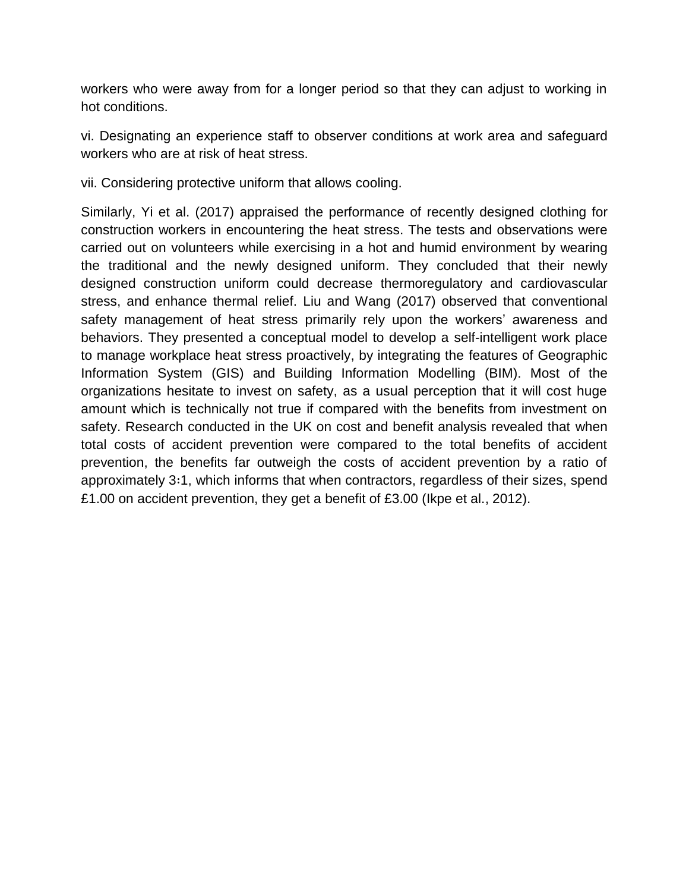workers who were away from for a longer period so that they can adjust to working in hot conditions.

vi. Designating an experience staff to observer conditions at work area and safeguard workers who are at risk of heat stress.

vii. Considering protective uniform that allows cooling.

Similarly, Yi et al. (2017) appraised the performance of recently designed clothing for construction workers in encountering the heat stress. The tests and observations were carried out on volunteers while exercising in a hot and humid environment by wearing the traditional and the newly designed uniform. They concluded that their newly designed construction uniform could decrease thermoregulatory and cardiovascular stress, and enhance thermal relief. Liu and Wang (2017) observed that conventional safety management of heat stress primarily rely upon the workers' awareness and behaviors. They presented a conceptual model to develop a self-intelligent work place to manage workplace heat stress proactively, by integrating the features of Geographic Information System (GIS) and Building Information Modelling (BIM). Most of the organizations hesitate to invest on safety, as a usual perception that it will cost huge amount which is technically not true if compared with the benefits from investment on safety. Research conducted in the UK on cost and benefit analysis revealed that when total costs of accident prevention were compared to the total benefits of accident prevention, the benefits far outweigh the costs of accident prevention by a ratio of approximately 3:1, which informs that when contractors, regardless of their sizes, spend £1.00 on accident prevention, they get a benefit of £3.00 (Ikpe et al., 2012).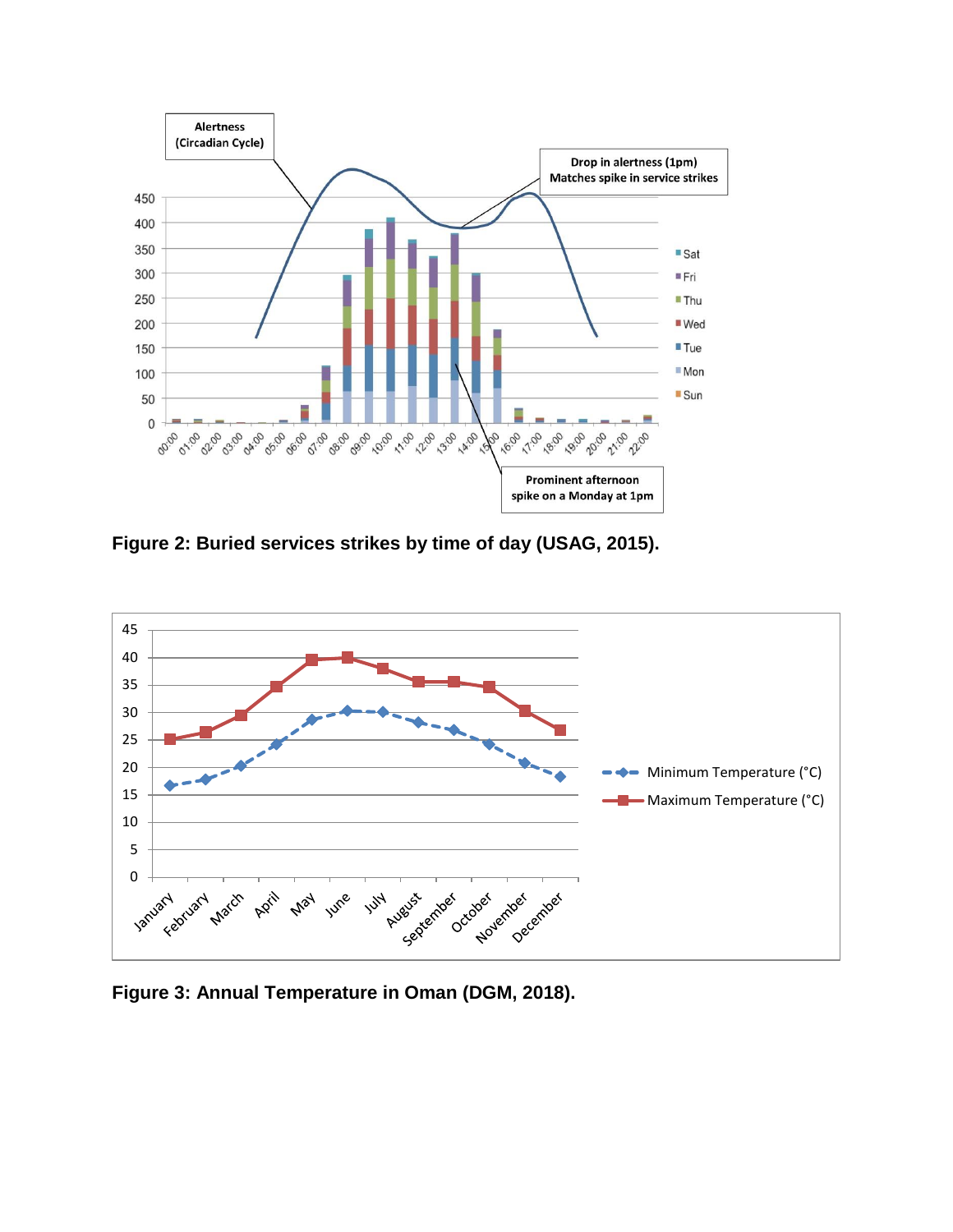Figure 2: Buried services strikes by time of day (USAG, 2015).

Figure 3: Annual Temperature in Oman (DGM, 2018).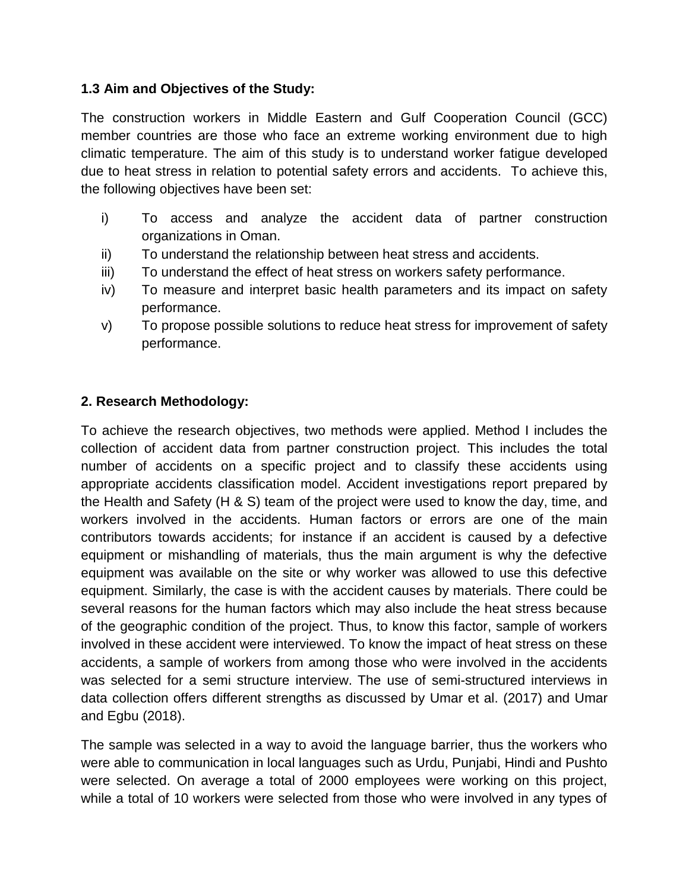### 1.3 Aim and Objectives of the Study:

The construction workers in Middle Eastern and Gulf Cooperation Council (GCC) member countries are those who face an extreme working environment due to high climatic temperature. The aim of this study is to understand worker fatigue developed due to heat stress in relation to potential safety errors and accidents. To achieve this, the following objectives have been set:

i) To access and analyze the accident data of partner construction organizations in Oman.
ii) To understand the relationship between heat stress and accidents.
iii) To understand the effect of heat stress on workers safety performance.
iv) To measure and interpret basic health parameters and its impact on safety performance.
v) To propose possible solutions to reduce heat stress for improvement of safety performance.

## 2. Research Methodology:

To achieve the research objectives, two methods were applied. Method I includes the collection of accident data from partner construction project. This includes the total number of accidents on a specific project and to classify these accidents using appropriate accidents classification model. Accident investigations report prepared by the Health and Safety (H & S) team of the project were used to know the day, time, and workers involved in the accidents. Human factors or errors are one of the main contributors towards accidents; for instance if an accident is caused by a defective equipment or mishandling of materials, thus the main argument is why the defective equipment was available on the site or why worker was allowed to use this defective equipment. Similarly, the case is with the accident causes by materials. There could be several reasons for the human factors which may also include the heat stress because of the geographic condition of the project. Thus, to know this factor, sample of workers involved in these accident were interviewed. To know the impact of heat stress on these accidents, a sample of workers from among those who were involved in the accidents was selected for a semi structure interview. The use of semi-structured interviews in data collection offers different strengths as discussed by Umar et al. (2017) and Umar and Egbu (2018).

The sample was selected in a way to avoid the language barrier, thus the workers who were able to communication in local languages such as Urdu, Punjabi, Hindi and Pushto were selected. On average a total of 2000 employees were working on this project, while a total of 10 workers were selected from those who were involved in any types of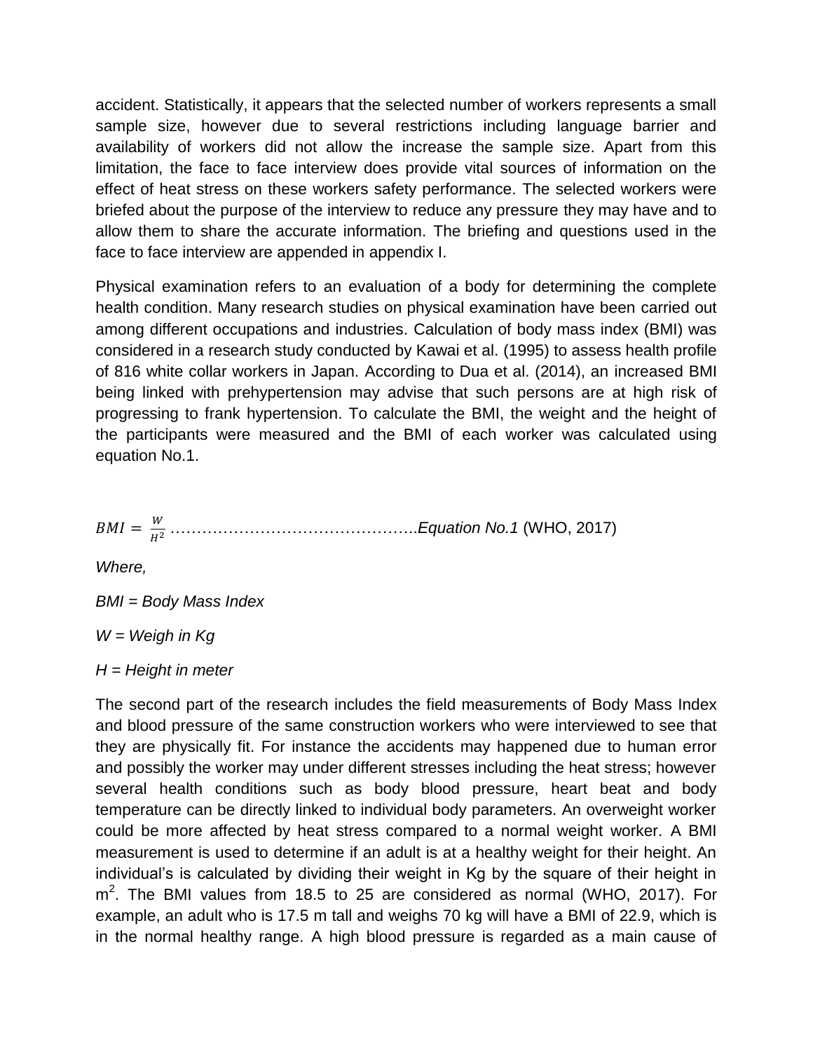accident. Statistically, it appears that the selected number of workers represents a small sample size, however due to several restrictions including language barrier and availability of workers did not allow the increase the sample size. Apart from this limitation, the face to face interview does provide vital sources of information on the effect of heat stress on these workers safety performance. The selected workers were briefed about the purpose of the interview to reduce any pressure they may have and to allow them to share the accurate information. The briefing and questions used in the face to face interview are appended in appendix I.

Physical examination refers to an evaluation of a body for determining the complete health condition. Many research studies on physical examination have been carried out among different occupations and industries. Calculation of body mass index (BMI) was considered in a research study conducted by Kawai et al. (1995) to assess health profile of 816 white collar workers in Japan. According to Dua et al. (2014), an increased BMI being linked with prehypertension may advise that such persons are at high risk of progressing to frank hypertension. To calculate the BMI, the weight and the height of the participants were measured and the BMI of each worker was calculated using equation No.1.

$BMI = \frac{W}{H^2}$ ………………………………………..*Equation No.1* (WHO, 2017)

*Where,*

*BMI = Body Mass Index*

*W = Weigh in Kg*

*H = Height in meter*

The second part of the research includes the field measurements of Body Mass Index and blood pressure of the same construction workers who were interviewed to see that they are physically fit. For instance the accidents may happened due to human error and possibly the worker may under different stresses including the heat stress; however several health conditions such as body blood pressure, heart beat and body temperature can be directly linked to individual body parameters. An overweight worker could be more affected by heat stress compared to a normal weight worker. A BMI measurement is used to determine if an adult is at a healthy weight for their height. An individual's is calculated by dividing their weight in Kg by the square of their height in $m^2$. The BMI values from 18.5 to 25 are considered as normal (WHO, 2017). For example, an adult who is 17.5 m tall and weighs 70 kg will have a BMI of 22.9, which is in the normal healthy range. A high blood pressure is regarded as a main cause of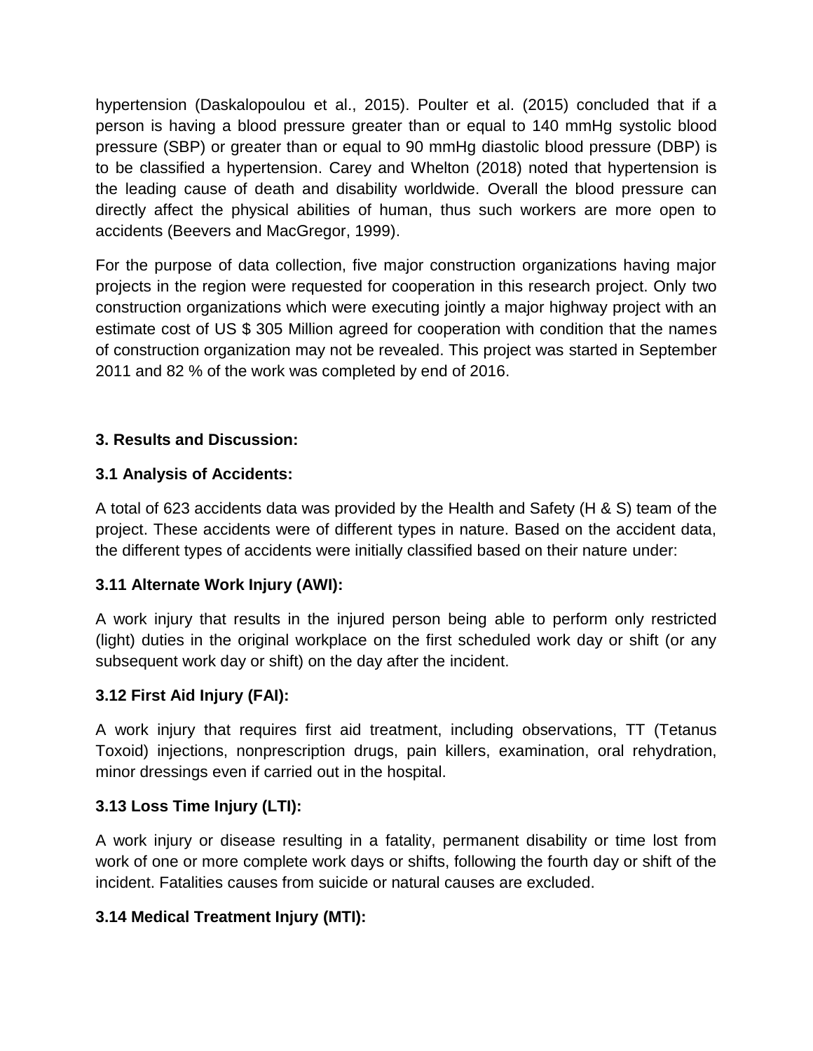hypertension (Daskalopoulou et al., 2015). Poulter et al. (2015) concluded that if a person is having a blood pressure greater than or equal to 140 mmHg systolic blood pressure (SBP) or greater than or equal to 90 mmHg diastolic blood pressure (DBP) is to be classified a hypertension. Carey and Whelton (2018) noted that hypertension is the leading cause of death and disability worldwide. Overall the blood pressure can directly affect the physical abilities of human, thus such workers are more open to accidents (Beevers and MacGregor, 1999).

For the purpose of data collection, five major construction organizations having major projects in the region were requested for cooperation in this research project. Only two construction organizations which were executing jointly a major highway project with an estimate cost of US $ 305 Million agreed for cooperation with condition that the names of construction organization may not be revealed. This project was started in September 2011 and 82 % of the work was completed by end of 2016.

## 3. Results and Discussion:

### 3.1 Analysis of Accidents:

A total of 623 accidents data was provided by the Health and Safety (H & S) team of the project. These accidents were of different types in nature. Based on the accident data, the different types of accidents were initially classified based on their nature under:

#### 3.11 Alternate Work Injury (AWI):

A work injury that results in the injured person being able to perform only restricted (light) duties in the original workplace on the first scheduled work day or shift (or any subsequent work day or shift) on the day after the incident.

#### 3.12 First Aid Injury (FAI):

A work injury that requires first aid treatment, including observations, TT (Tetanus Toxoid) injections, nonprescription drugs, pain killers, examination, oral rehydration, minor dressings even if carried out in the hospital.

#### 3.13 Loss Time Injury (LTI):

A work injury or disease resulting in a fatality, permanent disability or time lost from work of one or more complete work days or shifts, following the fourth day or shift of the incident. Fatalities causes from suicide or natural causes are excluded.

#### 3.14 Medical Treatment Injury (MTI):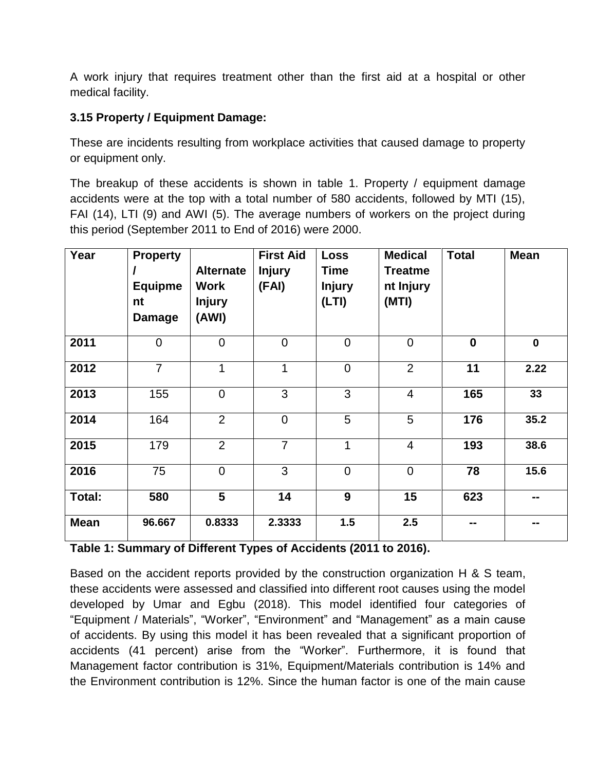A work injury that requires treatment other than the first aid at a hospital or other medical facility.

### 3.15 Property / Equipment Damage:

These are incidents resulting from workplace activities that caused damage to property or equipment only.

The breakup of these accidents is shown in table 1. Property / equipment damage accidents were at the top with a total number of 580 accidents, followed by MTI (15), FAI (14), LTI (9) and AWI (5). The average numbers of workers on the project during this period (September 2011 to End of 2016) were 2000.

| Year | Property / Equipment Damage | Alternate Work Injury (AWI) | First Aid Injury (FAI) | Loss Time Injury (LTI) | Medical Treatment Injury (MTI) | Total | Mean |
|---|---|---|---|---|---|---|---|
| **2011** | 0 | 0 | 0 | 0 | 0 | **0** | **0** |
| **2012** | 7 | 1 | 1 | 0 | 2 | **11** | **2.22** |
| **2013** | 155 | 0 | 3 | 3 | 4 | **165** | **33** |
| **2014** | 164 | 2 | 0 | 5 | 5 | **176** | **35.2** |
| **2015** | 179 | 2 | 7 | 1 | 4 | **193** | **38.6** |
| **2016** | 75 | 0 | 3 | 0 | 0 | **78** | **15.6** |
| **Total:** | **580** | **5** | **14** | **9** | **15** | **623** | **--** |
| **Mean** | **96.667** | **0.8333** | **2.3333** | **1.5** | **2.5** | **--** | **--** |

**Table 1: Summary of Different Types of Accidents (2011 to 2016).**

Based on the accident reports provided by the construction organization H & S team, these accidents were assessed and classified into different root causes using the model developed by Umar and Egbu (2018). This model identified four categories of "Equipment / Materials", "Worker", "Environment" and "Management" as a main cause of accidents. By using this model it has been revealed that a significant proportion of accidents (41 percent) arise from the "Worker". Furthermore, it is found that Management factor contribution is 31%, Equipment/Materials contribution is 14% and the Environment contribution is 12%. Since the human factor is one of the main cause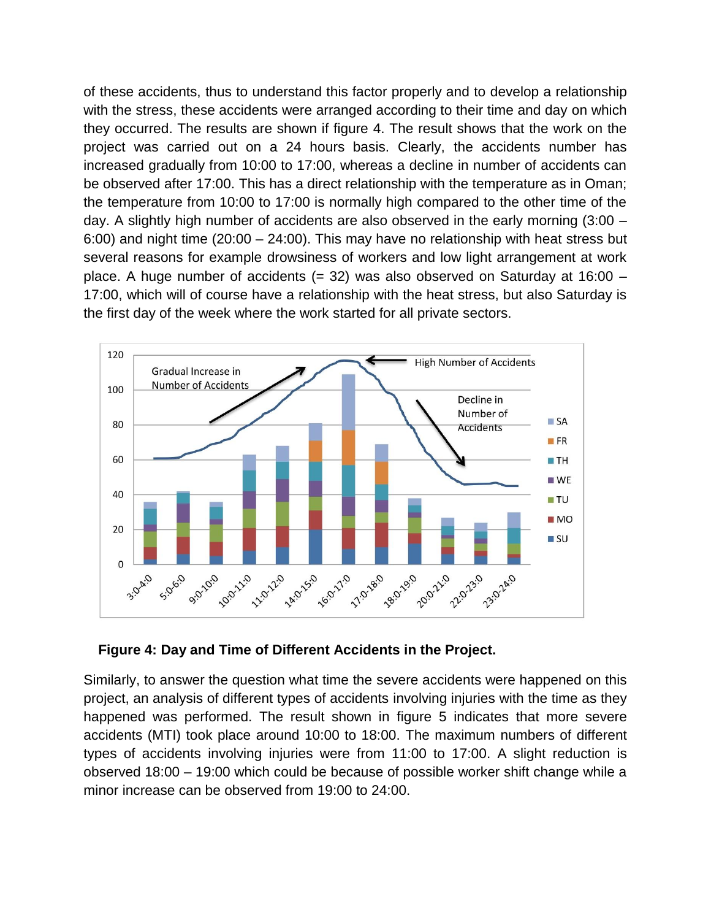of these accidents, thus to understand this factor properly and to develop a relationship with the stress, these accidents were arranged according to their time and day on which they occurred. The results are shown if figure 4. The result shows that the work on the project was carried out on a 24 hours basis. Clearly, the accidents number has increased gradually from 10:00 to 17:00, whereas a decline in number of accidents can be observed after 17:00. This has a direct relationship with the temperature as in Oman; the temperature from 10:00 to 17:00 is normally high compared to the other time of the day. A slightly high number of accidents are also observed in the early morning (3:00 – 6:00) and night time (20:00 – 24:00). This may have no relationship with heat stress but several reasons for example drowsiness of workers and low light arrangement at work place. A huge number of accidents (= 32) was also observed on Saturday at 16:00 – 17:00, which will of course have a relationship with the heat stress, but also Saturday is the first day of the week where the work started for all private sectors.

**Figure 4: Day and Time of Different Accidents in the Project.**

Similarly, to answer the question what time the severe accidents were happened on this project, an analysis of different types of accidents involving injuries with the time as they happened was performed. The result shown in figure 5 indicates that more severe accidents (MTI) took place around 10:00 to 18:00. The maximum numbers of different types of accidents involving injuries were from 11:00 to 17:00. A slight reduction is observed 18:00 – 19:00 which could be because of possible worker shift change while a minor increase can be observed from 19:00 to 24:00.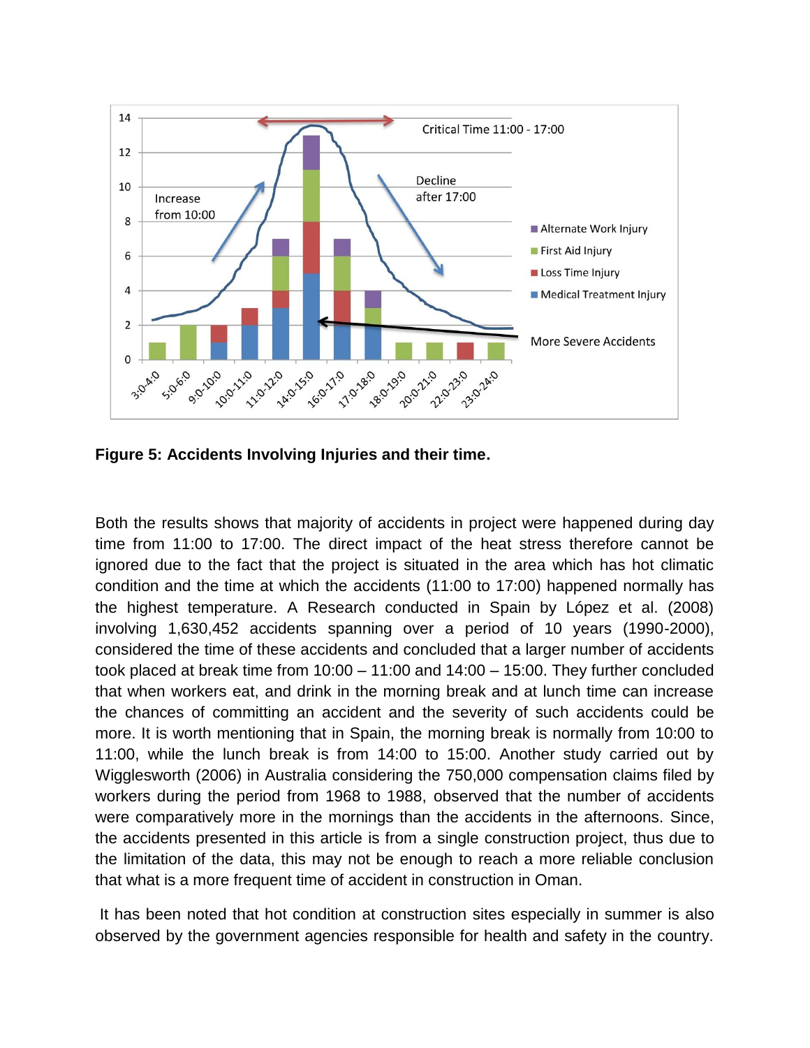**Figure 5: Accidents Involving Injuries and their time.**

Both the results shows that majority of accidents in project were happened during day time from 11:00 to 17:00. The direct impact of the heat stress therefore cannot be ignored due to the fact that the project is situated in the area which has hot climatic condition and the time at which the accidents (11:00 to 17:00) happened normally has the highest temperature. A Research conducted in Spain by López et al. (2008) involving 1,630,452 accidents spanning over a period of 10 years (1990-2000), considered the time of these accidents and concluded that a larger number of accidents took placed at break time from 10:00 – 11:00 and 14:00 – 15:00. They further concluded that when workers eat, and drink in the morning break and at lunch time can increase the chances of committing an accident and the severity of such accidents could be more. It is worth mentioning that in Spain, the morning break is normally from 10:00 to 11:00, while the lunch break is from 14:00 to 15:00. Another study carried out by Wigglesworth (2006) in Australia considering the 750,000 compensation claims filed by workers during the period from 1968 to 1988, observed that the number of accidents were comparatively more in the mornings than the accidents in the afternoons. Since, the accidents presented in this article is from a single construction project, thus due to the limitation of the data, this may not be enough to reach a more reliable conclusion that what is a more frequent time of accident in construction in Oman.

It has been noted that hot condition at construction sites especially in summer is also observed by the government agencies responsible for health and safety in the country.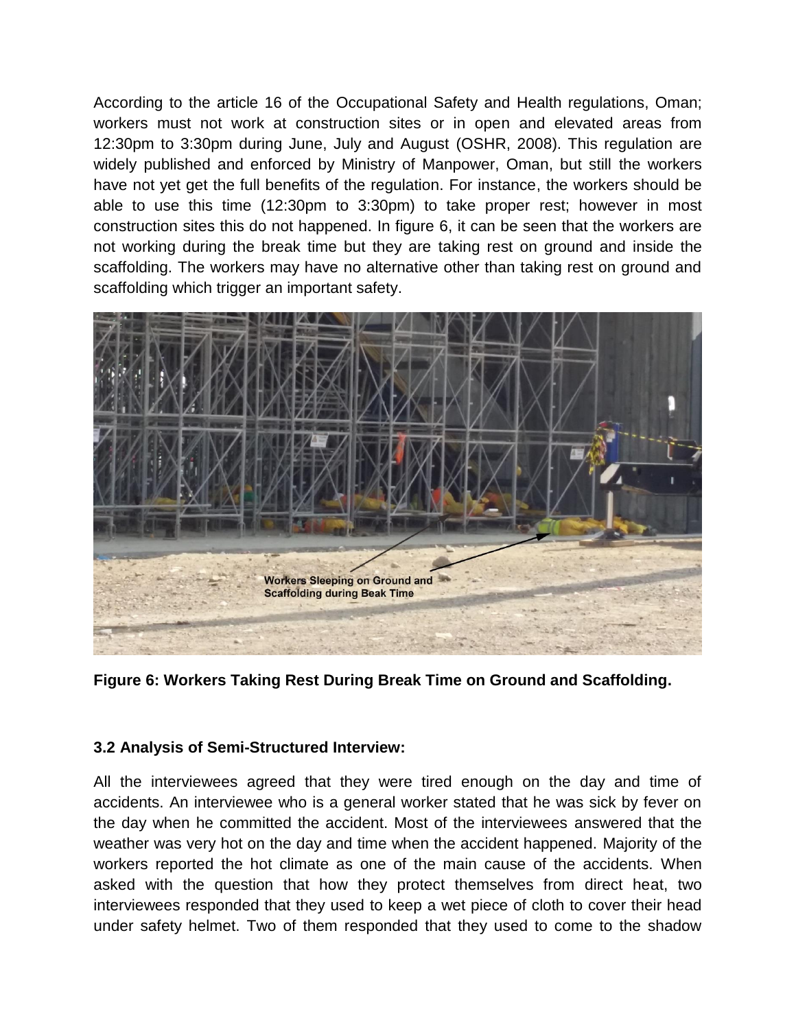According to the article 16 of the Occupational Safety and Health regulations, Oman; workers must not work at construction sites or in open and elevated areas from 12:30pm to 3:30pm during June, July and August (OSHR, 2008). This regulation are widely published and enforced by Ministry of Manpower, Oman, but still the workers have not yet get the full benefits of the regulation. For instance, the workers should be able to use this time (12:30pm to 3:30pm) to take proper rest; however in most construction sites this do not happened. In figure 6, it can be seen that the workers are not working during the break time but they are taking rest on ground and inside the scaffolding. The workers may have no alternative other than taking rest on ground and scaffolding which trigger an important safety.

**Figure 6: Workers Taking Rest During Break Time on Ground and Scaffolding.**

### 3.2 Analysis of Semi-Structured Interview:

All the interviewees agreed that they were tired enough on the day and time of accidents. An interviewee who is a general worker stated that he was sick by fever on the day when he committed the accident. Most of the interviewees answered that the weather was very hot on the day and time when the accident happened. Majority of the workers reported the hot climate as one of the main cause of the accidents. When asked with the question that how they protect themselves from direct heat, two interviewees responded that they used to keep a wet piece of cloth to cover their head under safety helmet. Two of them responded that they used to come to the shadow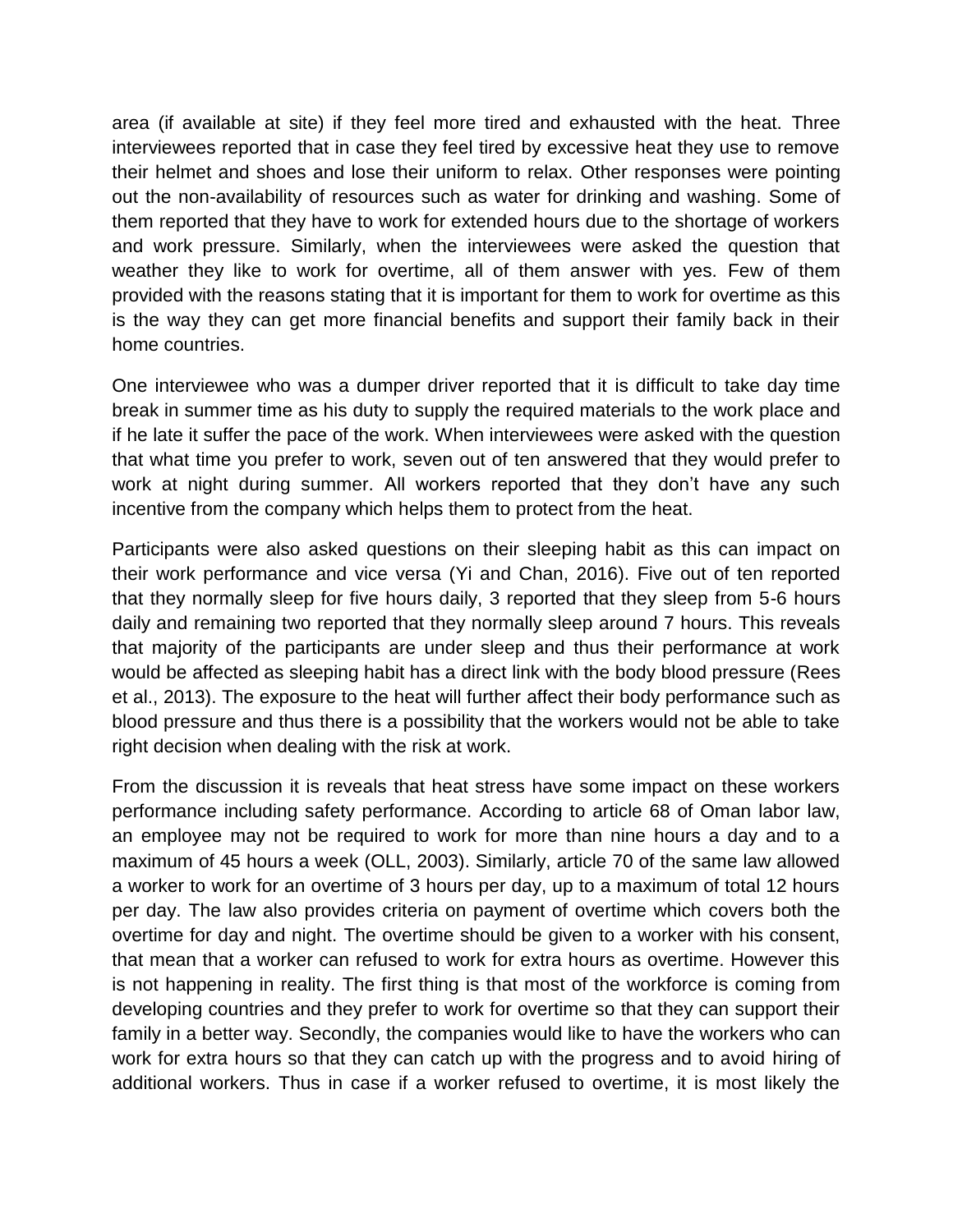area (if available at site) if they feel more tired and exhausted with the heat. Three interviewees reported that in case they feel tired by excessive heat they use to remove their helmet and shoes and lose their uniform to relax. Other responses were pointing out the non-availability of resources such as water for drinking and washing. Some of them reported that they have to work for extended hours due to the shortage of workers and work pressure. Similarly, when the interviewees were asked the question that weather they like to work for overtime, all of them answer with yes. Few of them provided with the reasons stating that it is important for them to work for overtime as this is the way they can get more financial benefits and support their family back in their home countries.

One interviewee who was a dumper driver reported that it is difficult to take day time break in summer time as his duty to supply the required materials to the work place and if he late it suffer the pace of the work. When interviewees were asked with the question that what time you prefer to work, seven out of ten answered that they would prefer to work at night during summer. All workers reported that they don't have any such incentive from the company which helps them to protect from the heat.

Participants were also asked questions on their sleeping habit as this can impact on their work performance and vice versa (Yi and Chan, 2016). Five out of ten reported that they normally sleep for five hours daily, 3 reported that they sleep from 5-6 hours daily and remaining two reported that they normally sleep around 7 hours. This reveals that majority of the participants are under sleep and thus their performance at work would be affected as sleeping habit has a direct link with the body blood pressure (Rees et al., 2013). The exposure to the heat will further affect their body performance such as blood pressure and thus there is a possibility that the workers would not be able to take right decision when dealing with the risk at work.

From the discussion it is reveals that heat stress have some impact on these workers performance including safety performance. According to article 68 of Oman labor law, an employee may not be required to work for more than nine hours a day and to a maximum of 45 hours a week (OLL, 2003). Similarly, article 70 of the same law allowed a worker to work for an overtime of 3 hours per day, up to a maximum of total 12 hours per day. The law also provides criteria on payment of overtime which covers both the overtime for day and night. The overtime should be given to a worker with his consent, that mean that a worker can refused to work for extra hours as overtime. However this is not happening in reality. The first thing is that most of the workforce is coming from developing countries and they prefer to work for overtime so that they can support their family in a better way. Secondly, the companies would like to have the workers who can work for extra hours so that they can catch up with the progress and to avoid hiring of additional workers. Thus in case if a worker refused to overtime, it is most likely the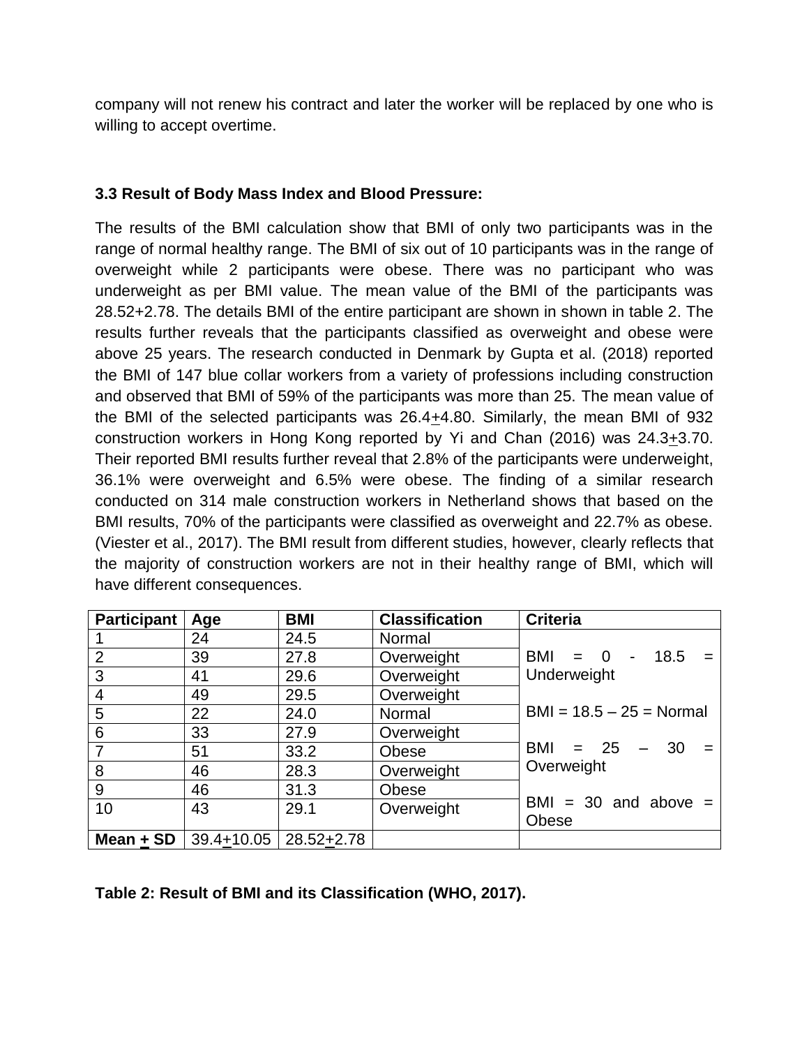company will not renew his contract and later the worker will be replaced by one who is willing to accept overtime.

### 3.3 Result of Body Mass Index and Blood Pressure:

The results of the BMI calculation show that BMI of only two participants was in the range of normal healthy range. The BMI of six out of 10 participants was in the range of overweight while 2 participants were obese. There was no participant who was underweight as per BMI value. The mean value of the BMI of the participants was 28.52+2.78. The details BMI of the entire participant are shown in shown in table 2. The results further reveals that the participants classified as overweight and obese were above 25 years. The research conducted in Denmark by Gupta et al. (2018) reported the BMI of 147 blue collar workers from a variety of professions including construction and observed that BMI of 59% of the participants was more than 25. The mean value of the BMI of the selected participants was 26.4$\pm$4.80. Similarly, the mean BMI of 932 construction workers in Hong Kong reported by Yi and Chan (2016) was 24.3$\pm$3.70. Their reported BMI results further reveal that 2.8% of the participants were underweight, 36.1% were overweight and 6.5% were obese. The finding of a similar research conducted on 314 male construction workers in Netherland shows that based on the BMI results, 70% of the participants were classified as overweight and 22.7% as obese. (Viester et al., 2017). The BMI result from different studies, however, clearly reflects that the majority of construction workers are not in their healthy range of BMI, which will have different consequences.

| Participant | Age | BMI | Classification | Criteria |
|---|---|---|---|---|
| 1 | 24 | 24.5 | Normal | BMI = 0 - 18.5 = Underweight<br><br>BMI = 18.5 – 25 = Normal<br><br>BMI = 25 – 30 = Overweight<br><br>BMI = 30 and above = Obese |
| 2 | 39 | 27.8 | Overweight | |
| 3 | 41 | 29.6 | Overweight | |
| 4 | 49 | 29.5 | Overweight | |
| 5 | 22 | 24.0 | Normal | |
| 6 | 33 | 27.9 | Overweight | |
| 7 | 51 | 33.2 | Obese | |
| 8 | 46 | 28.3 | Overweight | |
| 9 | 46 | 31.3 | Obese | |
| 10 | 43 | 29.1 | Overweight | |
| **Mean $\pm$ SD** | 39.4$\pm$10.05 | 28.52$\pm$2.78 | | |

**Table 2: Result of BMI and its Classification (WHO, 2017).**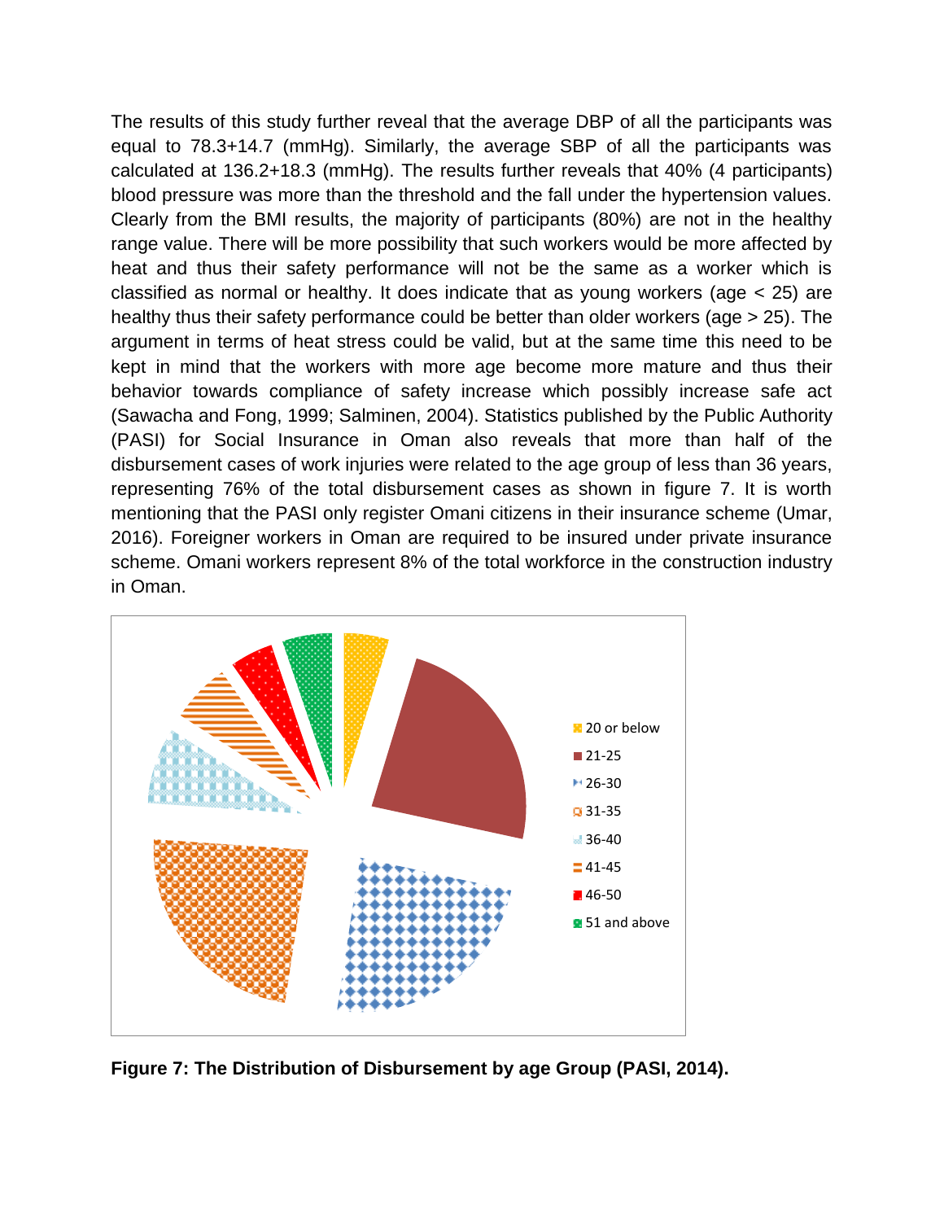The results of this study further reveal that the average DBP of all the participants was equal to 78.3+14.7 (mmHg). Similarly, the average SBP of all the participants was calculated at 136.2+18.3 (mmHg). The results further reveals that 40% (4 participants) blood pressure was more than the threshold and the fall under the hypertension values. Clearly from the BMI results, the majority of participants (80%) are not in the healthy range value. There will be more possibility that such workers would be more affected by heat and thus their safety performance will not be the same as a worker which is classified as normal or healthy. It does indicate that as young workers (age < 25) are healthy thus their safety performance could be better than older workers (age > 25). The argument in terms of heat stress could be valid, but at the same time this need to be kept in mind that the workers with more age become more mature and thus their behavior towards compliance of safety increase which possibly increase safe act (Sawacha and Fong, 1999; Salminen, 2004). Statistics published by the Public Authority (PASI) for Social Insurance in Oman also reveals that more than half of the disbursement cases of work injuries were related to the age group of less than 36 years, representing 76% of the total disbursement cases as shown in figure 7. It is worth mentioning that the PASI only register Omani citizens in their insurance scheme (Umar, 2016). Foreigner workers in Oman are required to be insured under private insurance scheme. Omani workers represent 8% of the total workforce in the construction industry in Oman.

- 20 or below
- 21-25
- 26-30
- 31-35
- 36-40
- 41-45
- 46-50
- 51 and above

**Figure 7: The Distribution of Disbursement by age Group (PASI, 2014).**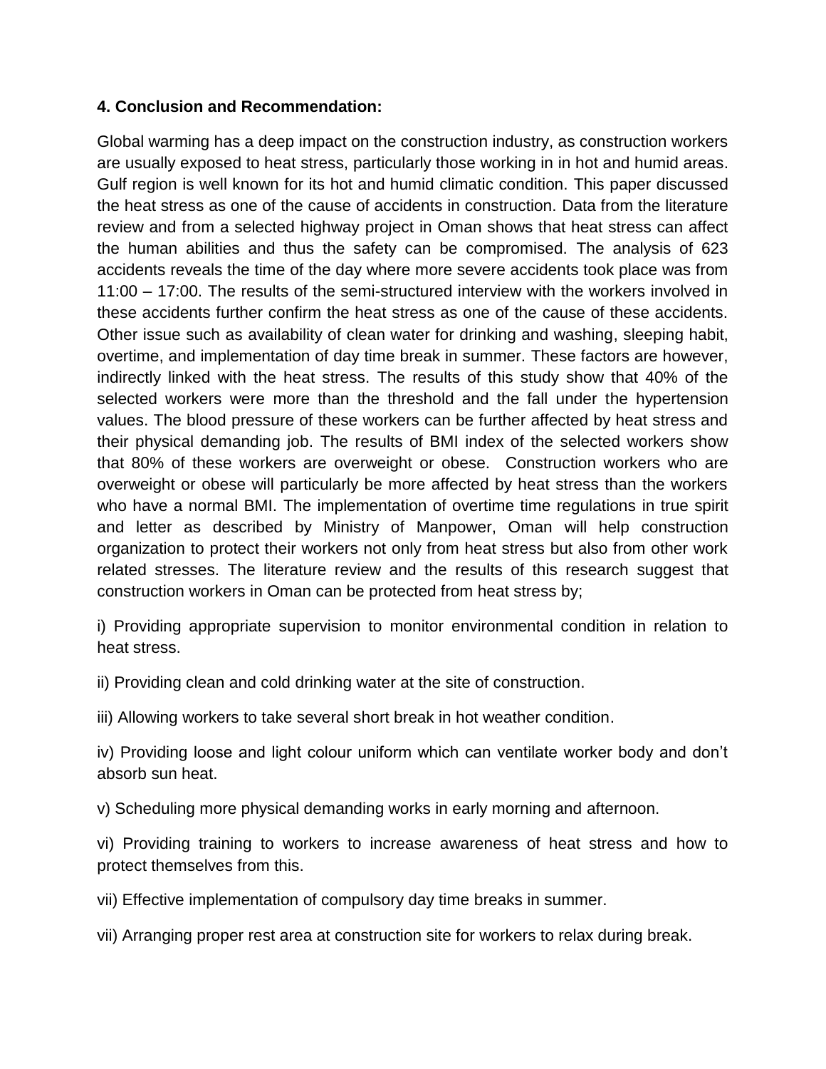## 4. Conclusion and Recommendation:

Global warming has a deep impact on the construction industry, as construction workers are usually exposed to heat stress, particularly those working in in hot and humid areas. Gulf region is well known for its hot and humid climatic condition. This paper discussed the heat stress as one of the cause of accidents in construction. Data from the literature review and from a selected highway project in Oman shows that heat stress can affect the human abilities and thus the safety can be compromised. The analysis of 623 accidents reveals the time of the day where more severe accidents took place was from 11:00 – 17:00. The results of the semi-structured interview with the workers involved in these accidents further confirm the heat stress as one of the cause of these accidents. Other issue such as availability of clean water for drinking and washing, sleeping habit, overtime, and implementation of day time break in summer. These factors are however, indirectly linked with the heat stress. The results of this study show that 40% of the selected workers were more than the threshold and the fall under the hypertension values. The blood pressure of these workers can be further affected by heat stress and their physical demanding job. The results of BMI index of the selected workers show that 80% of these workers are overweight or obese. Construction workers who are overweight or obese will particularly be more affected by heat stress than the workers who have a normal BMI. The implementation of overtime time regulations in true spirit and letter as described by Ministry of Manpower, Oman will help construction organization to protect their workers not only from heat stress but also from other work related stresses. The literature review and the results of this research suggest that construction workers in Oman can be protected from heat stress by;

i) Providing appropriate supervision to monitor environmental condition in relation to heat stress.

ii) Providing clean and cold drinking water at the site of construction.

iii) Allowing workers to take several short break in hot weather condition.

iv) Providing loose and light colour uniform which can ventilate worker body and don't absorb sun heat.

v) Scheduling more physical demanding works in early morning and afternoon.

vi) Providing training to workers to increase awareness of heat stress and how to protect themselves from this.

vii) Effective implementation of compulsory day time breaks in summer.

vii) Arranging proper rest area at construction site for workers to relax during break.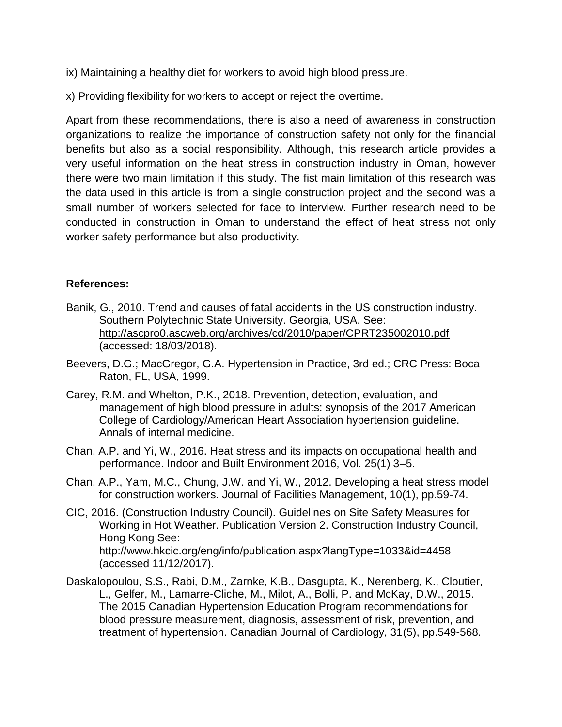ix) Maintaining a healthy diet for workers to avoid high blood pressure.

x) Providing flexibility for workers to accept or reject the overtime.

Apart from these recommendations, there is also a need of awareness in construction organizations to realize the importance of construction safety not only for the financial benefits but also as a social responsibility. Although, this research article provides a very useful information on the heat stress in construction industry in Oman, however there were two main limitation if this study. The fist main limitation of this research was the data used in this article is from a single construction project and the second was a small number of workers selected for face to interview. Further research need to be conducted in construction in Oman to understand the effect of heat stress not only worker safety performance but also productivity.

**References:**

Banik, G., 2010. Trend and causes of fatal accidents in the US construction industry. Southern Polytechnic State University. Georgia, USA. See: http://ascpro0.ascweb.org/archives/cd/2010/paper/CPRT235002010.pdf (accessed: 18/03/2018).

Beevers, D.G.; MacGregor, G.A. Hypertension in Practice, 3rd ed.; CRC Press: Boca Raton, FL, USA, 1999.

Carey, R.M. and Whelton, P.K., 2018. Prevention, detection, evaluation, and management of high blood pressure in adults: synopsis of the 2017 American College of Cardiology/American Heart Association hypertension guideline. Annals of internal medicine.

Chan, A.P. and Yi, W., 2016. Heat stress and its impacts on occupational health and performance. Indoor and Built Environment 2016, Vol. 25(1) 3–5.

Chan, A.P., Yam, M.C., Chung, J.W. and Yi, W., 2012. Developing a heat stress model for construction workers. Journal of Facilities Management, 10(1), pp.59-74.

CIC, 2016. (Construction Industry Council). Guidelines on Site Safety Measures for Working in Hot Weather. Publication Version 2. Construction Industry Council, Hong Kong See: http://www.hkcic.org/eng/info/publication.aspx?langType=1033&id=4458 (accessed 11/12/2017).

Daskalopoulou, S.S., Rabi, D.M., Zarnke, K.B., Dasgupta, K., Nerenberg, K., Cloutier, L., Gelfer, M., Lamarre-Cliche, M., Milot, A., Bolli, P. and McKay, D.W., 2015. The 2015 Canadian Hypertension Education Program recommendations for blood pressure measurement, diagnosis, assessment of risk, prevention, and treatment of hypertension. Canadian Journal of Cardiology, 31(5), pp.549-568.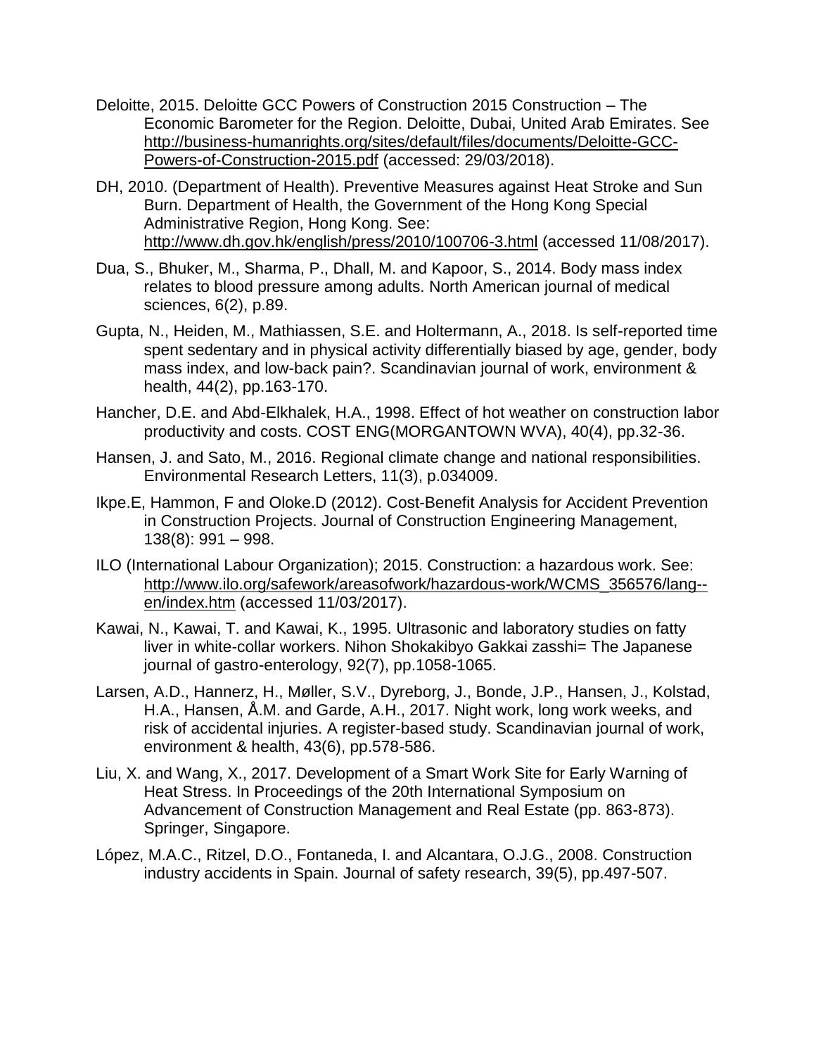Deloitte, 2015. Deloitte GCC Powers of Construction 2015 Construction – The Economic Barometer for the Region. Deloitte, Dubai, United Arab Emirates. See http://business-humanrights.org/sites/default/files/documents/Deloitte-GCC-Powers-of-Construction-2015.pdf (accessed: 29/03/2018).

DH, 2010. (Department of Health). Preventive Measures against Heat Stroke and Sun Burn. Department of Health, the Government of the Hong Kong Special Administrative Region, Hong Kong. See: http://www.dh.gov.hk/english/press/2010/100706-3.html (accessed 11/08/2017).

Dua, S., Bhuker, M., Sharma, P., Dhall, M. and Kapoor, S., 2014. Body mass index relates to blood pressure among adults. North American journal of medical sciences, 6(2), p.89.

Gupta, N., Heiden, M., Mathiassen, S.E. and Holtermann, A., 2018. Is self-reported time spent sedentary and in physical activity differentially biased by age, gender, body mass index, and low-back pain?. Scandinavian journal of work, environment & health, 44(2), pp.163-170.

Hancher, D.E. and Abd-Elkhalek, H.A., 1998. Effect of hot weather on construction labor productivity and costs. COST ENG(MORGANTOWN WVA), 40(4), pp.32-36.

Hansen, J. and Sato, M., 2016. Regional climate change and national responsibilities. Environmental Research Letters, 11(3), p.034009.

Ikpe.E, Hammon, F and Oloke.D (2012). Cost-Benefit Analysis for Accident Prevention in Construction Projects. Journal of Construction Engineering Management, 138(8): 991 – 998.

ILO (International Labour Organization); 2015. Construction: a hazardous work. See: http://www.ilo.org/safework/areasofwork/hazardous-work/WCMS_356576/lang--en/index.htm (accessed 11/03/2017).

Kawai, N., Kawai, T. and Kawai, K., 1995. Ultrasonic and laboratory studies on fatty liver in white-collar workers. Nihon Shokakibyo Gakkai zasshi= The Japanese journal of gastro-enterology, 92(7), pp.1058-1065.

Larsen, A.D., Hannerz, H., Møller, S.V., Dyreborg, J., Bonde, J.P., Hansen, J., Kolstad, H.A., Hansen, Å.M. and Garde, A.H., 2017. Night work, long work weeks, and risk of accidental injuries. A register-based study. Scandinavian journal of work, environment & health, 43(6), pp.578-586.

Liu, X. and Wang, X., 2017. Development of a Smart Work Site for Early Warning of Heat Stress. In Proceedings of the 20th International Symposium on Advancement of Construction Management and Real Estate (pp. 863-873). Springer, Singapore.

López, M.A.C., Ritzel, D.O., Fontaneda, I. and Alcantara, O.J.G., 2008. Construction industry accidents in Spain. Journal of safety research, 39(5), pp.497-507.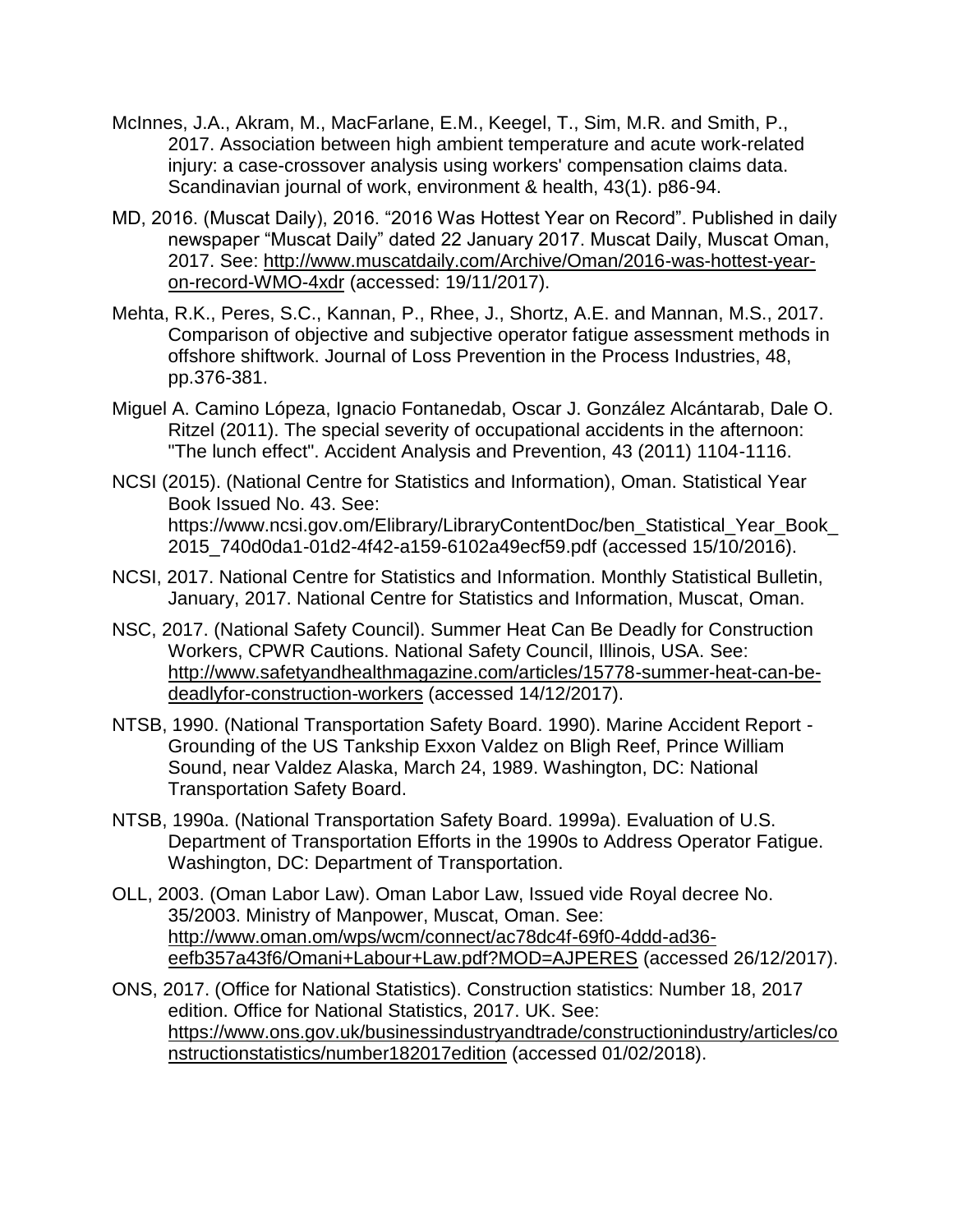McInnes, J.A., Akram, M., MacFarlane, E.M., Keegel, T., Sim, M.R. and Smith, P., 2017. Association between high ambient temperature and acute work-related injury: a case-crossover analysis using workers' compensation claims data. Scandinavian journal of work, environment & health, 43(1). p86-94.

MD, 2016. (Muscat Daily), 2016. "2016 Was Hottest Year on Record". Published in daily newspaper "Muscat Daily" dated 22 January 2017. Muscat Daily, Muscat Oman, 2017. See: http://www.muscatdaily.com/Archive/Oman/2016-was-hottest-year-on-record-WMO-4xdr (accessed: 19/11/2017).

Mehta, R.K., Peres, S.C., Kannan, P., Rhee, J., Shortz, A.E. and Mannan, M.S., 2017. Comparison of objective and subjective operator fatigue assessment methods in offshore shiftwork. Journal of Loss Prevention in the Process Industries, 48, pp.376-381.

Miguel A. Camino Lópeza, Ignacio Fontanedab, Oscar J. González Alcántarab, Dale O. Ritzel (2011). The special severity of occupational accidents in the afternoon: "The lunch effect". Accident Analysis and Prevention, 43 (2011) 1104-1116.

NCSI (2015). (National Centre for Statistics and Information), Oman. Statistical Year Book Issued No. 43. See: https://www.ncsi.gov.om/Elibrary/LibraryContentDoc/ben_Statistical_Year_Book_2015_740d0da1-01d2-4f42-a159-6102a49ecf59.pdf (accessed 15/10/2016).

NCSI, 2017. National Centre for Statistics and Information. Monthly Statistical Bulletin, January, 2017. National Centre for Statistics and Information, Muscat, Oman.

NSC, 2017. (National Safety Council). Summer Heat Can Be Deadly for Construction Workers, CPWR Cautions. National Safety Council, Illinois, USA. See: http://www.safetyandhealthmagazine.com/articles/15778-summer-heat-can-be-deadlyfor-construction-workers (accessed 14/12/2017).

NTSB, 1990. (National Transportation Safety Board. 1990). Marine Accident Report - Grounding of the US Tankship Exxon Valdez on Bligh Reef, Prince William Sound, near Valdez Alaska, March 24, 1989. Washington, DC: National Transportation Safety Board.

NTSB, 1990a. (National Transportation Safety Board. 1999a). Evaluation of U.S. Department of Transportation Efforts in the 1990s to Address Operator Fatigue. Washington, DC: Department of Transportation.

OLL, 2003. (Oman Labor Law). Oman Labor Law, Issued vide Royal decree No. 35/2003. Ministry of Manpower, Muscat, Oman. See: http://www.oman.om/wps/wcm/connect/ac78dc4f-69f0-4ddd-ad36-eefb357a43f6/Omani+Labour+Law.pdf?MOD=AJPERES (accessed 26/12/2017).

ONS, 2017. (Office for National Statistics). Construction statistics: Number 18, 2017 edition. Office for National Statistics, 2017. UK. See: https://www.ons.gov.uk/businessindustryandtrade/constructionindustry/articles/constructionstatistics/number182017edition (accessed 01/02/2018).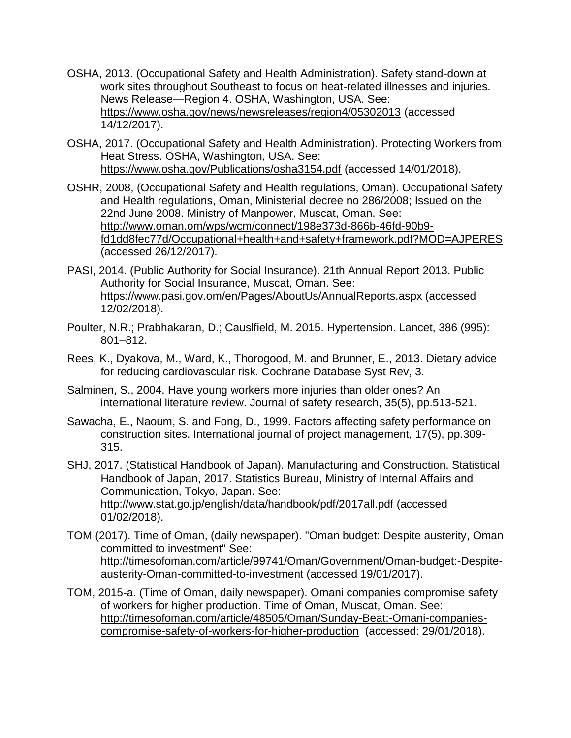OSHA, 2013. (Occupational Safety and Health Administration). Safety stand-down at work sites throughout Southeast to focus on heat-related illnesses and injuries. News Release—Region 4. OSHA, Washington, USA. See: https://www.osha.gov/news/newsreleases/region4/05302013 (accessed 14/12/2017).

OSHA, 2017. (Occupational Safety and Health Administration). Protecting Workers from Heat Stress. OSHA, Washington, USA. See: https://www.osha.gov/Publications/osha3154.pdf (accessed 14/01/2018).

OSHR, 2008, (Occupational Safety and Health regulations, Oman). Occupational Safety and Health regulations, Oman, Ministerial decree no 286/2008; Issued on the 22nd June 2008. Ministry of Manpower, Muscat, Oman. See: http://www.oman.om/wps/wcm/connect/198e373d-866b-46fd-90b9-fd1dd8fec77d/Occupational+health+and+safety+framework.pdf?MOD=AJPERES (accessed 26/12/2017).

PASI, 2014. (Public Authority for Social Insurance). 21th Annual Report 2013. Public Authority for Social Insurance, Muscat, Oman. See: https://www.pasi.gov.om/en/Pages/AboutUs/AnnualReports.aspx (accessed 12/02/2018).

Poulter, N.R.; Prabhakaran, D.; Causlfield, M. 2015. Hypertension. Lancet, 386 (995): 801–812.

Rees, K., Dyakova, M., Ward, K., Thorogood, M. and Brunner, E., 2013. Dietary advice for reducing cardiovascular risk. Cochrane Database Syst Rev, 3.

Salminen, S., 2004. Have young workers more injuries than older ones? An international literature review. Journal of safety research, 35(5), pp.513-521.

Sawacha, E., Naoum, S. and Fong, D., 1999. Factors affecting safety performance on construction sites. International journal of project management, 17(5), pp.309-315.

SHJ, 2017. (Statistical Handbook of Japan). Manufacturing and Construction. Statistical Handbook of Japan, 2017. Statistics Bureau, Ministry of Internal Affairs and Communication, Tokyo, Japan. See: http://www.stat.go.jp/english/data/handbook/pdf/2017all.pdf (accessed 01/02/2018).

TOM (2017). Time of Oman, (daily newspaper). "Oman budget: Despite austerity, Oman committed to investment" See: http://timesofoman.com/article/99741/Oman/Government/Oman-budget:-Despite-austerity-Oman-committed-to-investment (accessed 19/01/2017).

TOM, 2015-a. (Time of Oman, daily newspaper). Omani companies compromise safety of workers for higher production. Time of Oman, Muscat, Oman. See: http://timesofoman.com/article/48505/Oman/Sunday-Beat:-Omani-companies-compromise-safety-of-workers-for-higher-production (accessed: 29/01/2018).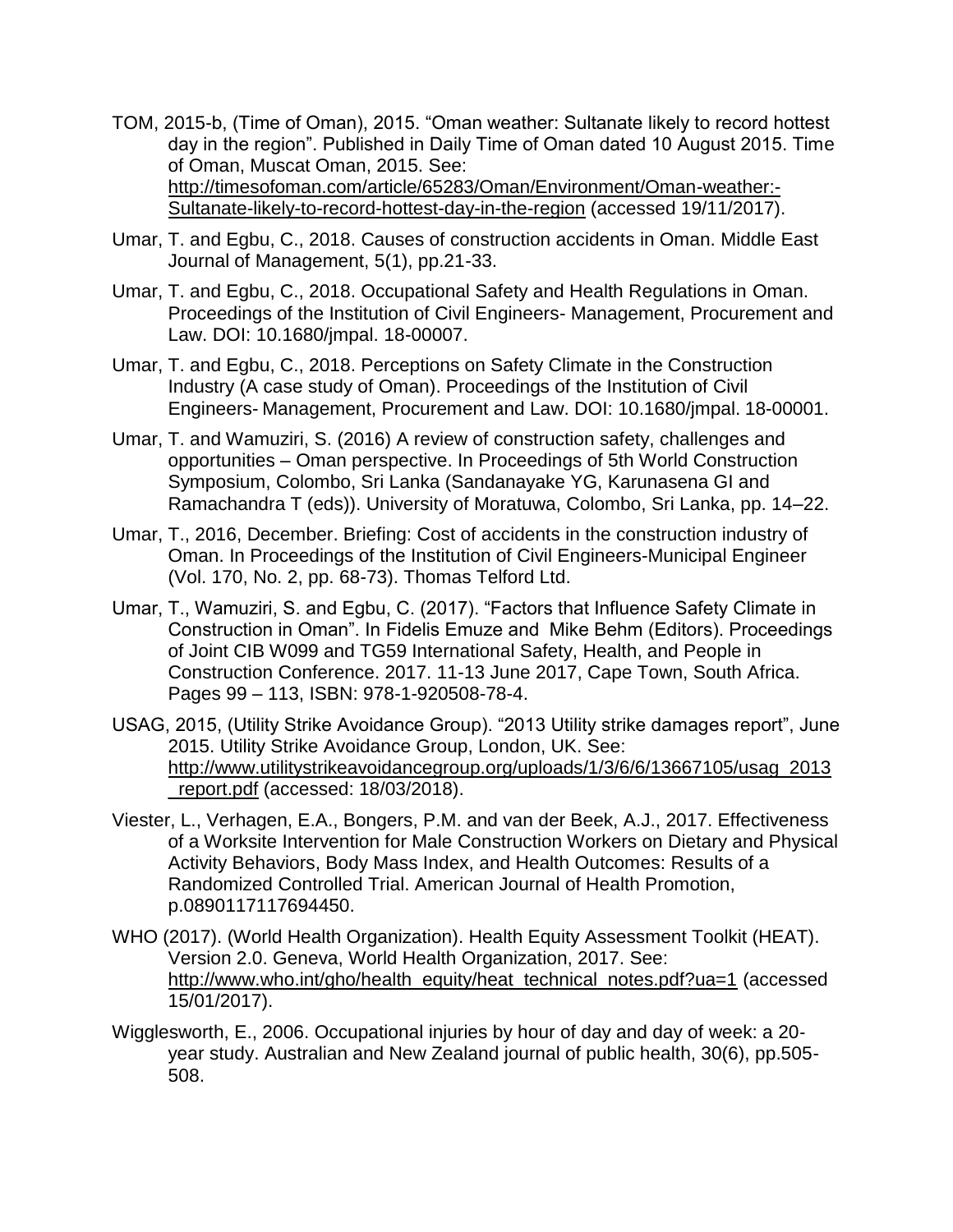TOM, 2015-b, (Time of Oman), 2015. "Oman weather: Sultanate likely to record hottest day in the region". Published in Daily Time of Oman dated 10 August 2015. Time of Oman, Muscat Oman, 2015. See: http://timesofoman.com/article/65283/Oman/Environment/Oman-weather:-Sultanate-likely-to-record-hottest-day-in-the-region (accessed 19/11/2017).

Umar, T. and Egbu, C., 2018. Causes of construction accidents in Oman. Middle East Journal of Management, 5(1), pp.21-33.

Umar, T. and Egbu, C., 2018. Occupational Safety and Health Regulations in Oman. Proceedings of the Institution of Civil Engineers- Management, Procurement and Law. DOI: 10.1680/jmpal. 18-00007.

Umar, T. and Egbu, C., 2018. Perceptions on Safety Climate in the Construction Industry (A case study of Oman). Proceedings of the Institution of Civil Engineers- Management, Procurement and Law. DOI: 10.1680/jmpal. 18-00001.

Umar, T. and Wamuziri, S. (2016) A review of construction safety, challenges and opportunities – Oman perspective. In Proceedings of 5th World Construction Symposium, Colombo, Sri Lanka (Sandanayake YG, Karunasena GI and Ramachandra T (eds)). University of Moratuwa, Colombo, Sri Lanka, pp. 14–22.

Umar, T., 2016, December. Briefing: Cost of accidents in the construction industry of Oman. In Proceedings of the Institution of Civil Engineers-Municipal Engineer (Vol. 170, No. 2, pp. 68-73). Thomas Telford Ltd.

Umar, T., Wamuziri, S. and Egbu, C. (2017). "Factors that Influence Safety Climate in Construction in Oman". In Fidelis Emuze and Mike Behm (Editors). Proceedings of Joint CIB W099 and TG59 International Safety, Health, and People in Construction Conference. 2017. 11-13 June 2017, Cape Town, South Africa. Pages 99 – 113, ISBN: 978-1-920508-78-4.

USAG, 2015, (Utility Strike Avoidance Group). "2013 Utility strike damages report", June 2015. Utility Strike Avoidance Group, London, UK. See: http://www.utilitystrikeavoidancegroup.org/uploads/1/3/6/6/13667105/usag_2013_report.pdf (accessed: 18/03/2018).

Viester, L., Verhagen, E.A., Bongers, P.M. and van der Beek, A.J., 2017. Effectiveness of a Worksite Intervention for Male Construction Workers on Dietary and Physical Activity Behaviors, Body Mass Index, and Health Outcomes: Results of a Randomized Controlled Trial. American Journal of Health Promotion, p.0890117117694450.

WHO (2017). (World Health Organization). Health Equity Assessment Toolkit (HEAT). Version 2.0. Geneva, World Health Organization, 2017. See: http://www.who.int/gho/health_equity/heat_technical_notes.pdf?ua=1 (accessed 15/01/2017).

Wigglesworth, E., 2006. Occupational injuries by hour of day and day of week: a 20-year study. Australian and New Zealand journal of public health, 30(6), pp.505-508.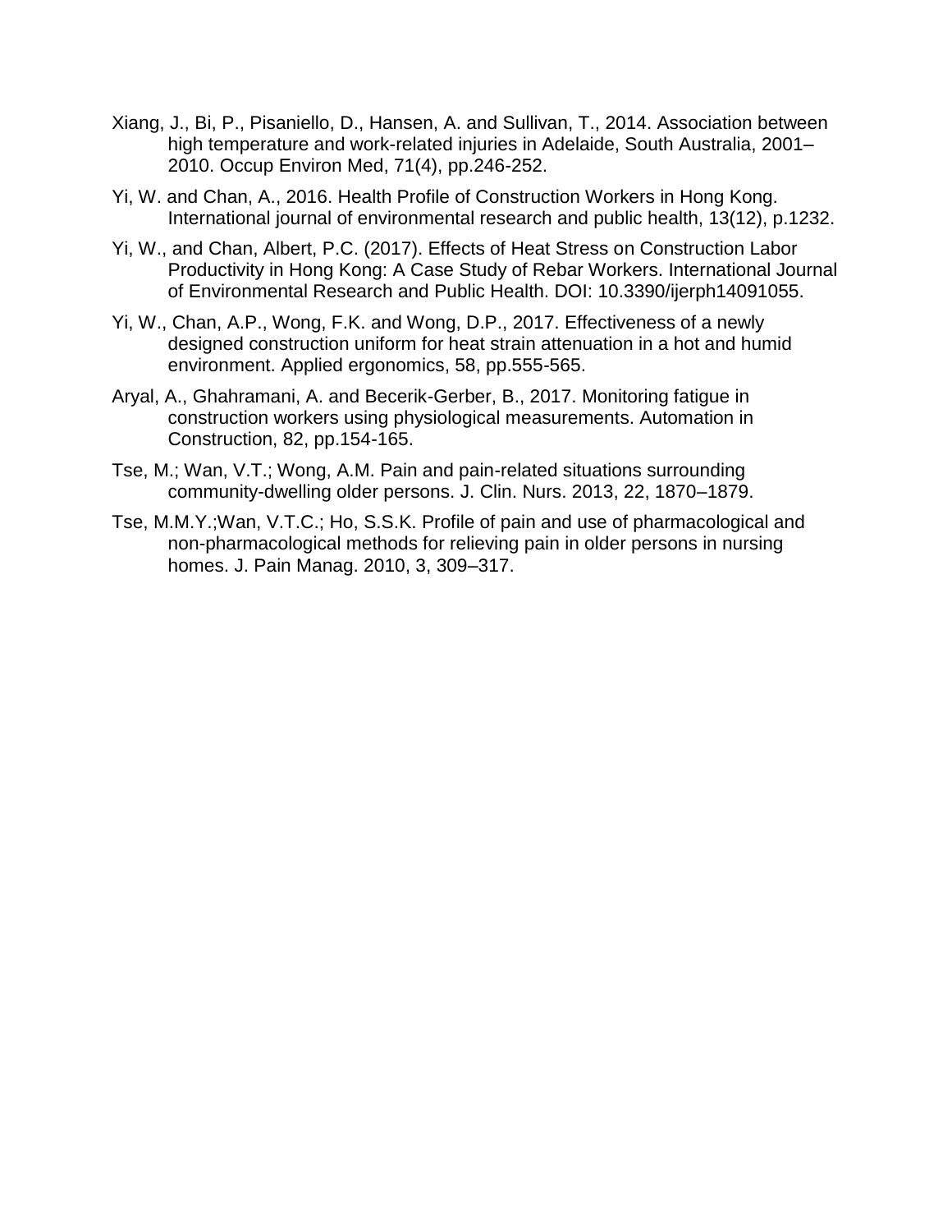Xiang, J., Bi, P., Pisaniello, D., Hansen, A. and Sullivan, T., 2014. Association between high temperature and work-related injuries in Adelaide, South Australia, 2001–2010. Occup Environ Med, 71(4), pp.246-252.

Yi, W. and Chan, A., 2016. Health Profile of Construction Workers in Hong Kong. International journal of environmental research and public health, 13(12), p.1232.

Yi, W., and Chan, Albert, P.C. (2017). Effects of Heat Stress on Construction Labor Productivity in Hong Kong: A Case Study of Rebar Workers. International Journal of Environmental Research and Public Health. DOI: 10.3390/ijerph14091055.

Yi, W., Chan, A.P., Wong, F.K. and Wong, D.P., 2017. Effectiveness of a newly designed construction uniform for heat strain attenuation in a hot and humid environment. Applied ergonomics, 58, pp.555-565.

Aryal, A., Ghahramani, A. and Becerik-Gerber, B., 2017. Monitoring fatigue in construction workers using physiological measurements. Automation in Construction, 82, pp.154-165.

Tse, M.; Wan, V.T.; Wong, A.M. Pain and pain-related situations surrounding community-dwelling older persons. J. Clin. Nurs. 2013, 22, 1870–1879.

Tse, M.M.Y.;Wan, V.T.C.; Ho, S.S.K. Profile of pain and use of pharmacological and non-pharmacological methods for relieving pain in older persons in nursing homes. J. Pain Manag. 2010, 3, 309–317.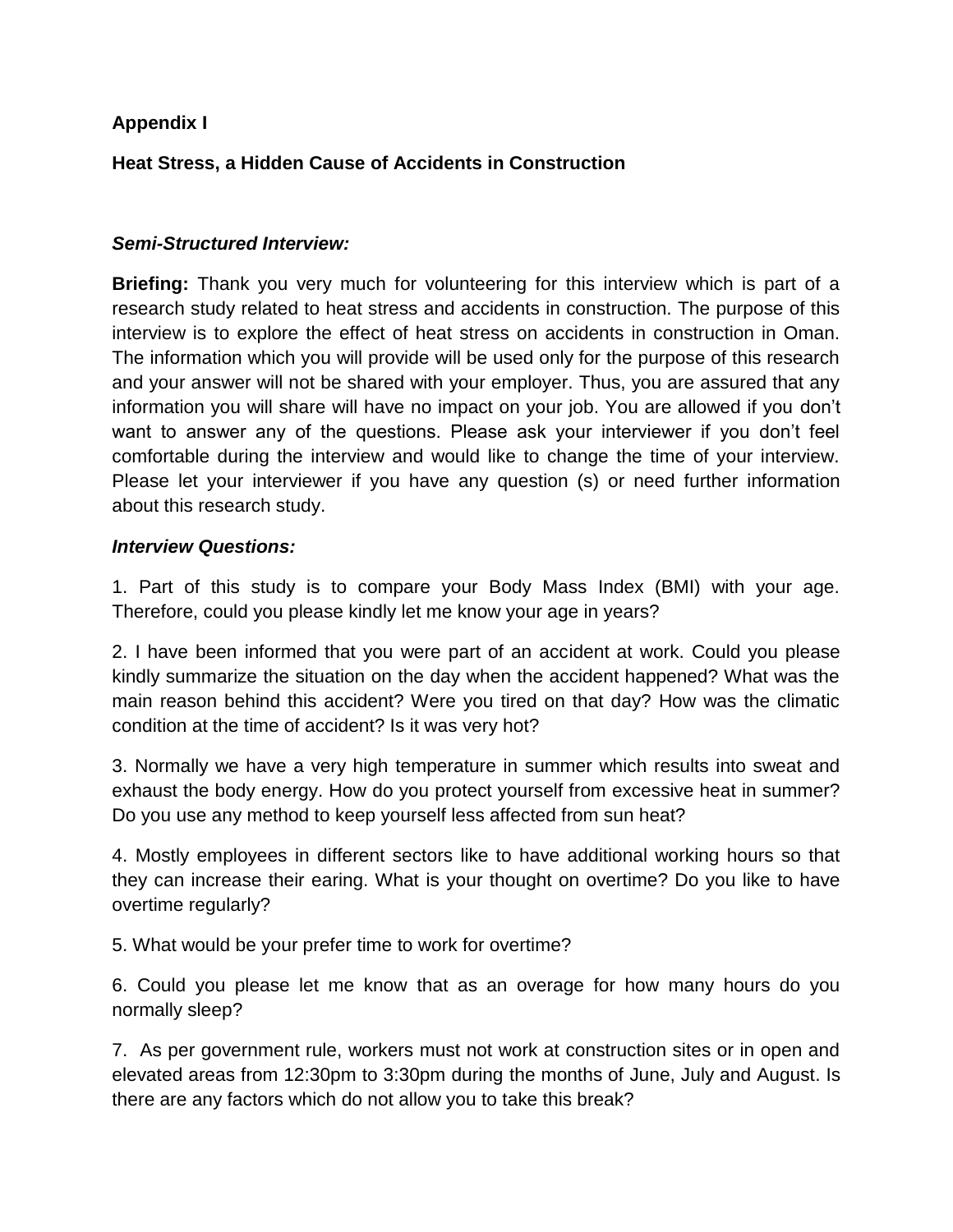**Appendix I**

**Heat Stress, a Hidden Cause of Accidents in Construction**

***Semi-Structured Interview:***

**Briefing:** Thank you very much for volunteering for this interview which is part of a research study related to heat stress and accidents in construction. The purpose of this interview is to explore the effect of heat stress on accidents in construction in Oman. The information which you will provide will be used only for the purpose of this research and your answer will not be shared with your employer. Thus, you are assured that any information you will share will have no impact on your job. You are allowed if you don't want to answer any of the questions. Please ask your interviewer if you don't feel comfortable during the interview and would like to change the time of your interview. Please let your interviewer if you have any question (s) or need further information about this research study.

***Interview Questions:***

1. Part of this study is to compare your Body Mass Index (BMI) with your age. Therefore, could you please kindly let me know your age in years?

2. I have been informed that you were part of an accident at work. Could you please kindly summarize the situation on the day when the accident happened? What was the main reason behind this accident? Were you tired on that day? How was the climatic condition at the time of accident? Is it was very hot?

3. Normally we have a very high temperature in summer which results into sweat and exhaust the body energy. How do you protect yourself from excessive heat in summer? Do you use any method to keep yourself less affected from sun heat?

4. Mostly employees in different sectors like to have additional working hours so that they can increase their earing. What is your thought on overtime? Do you like to have overtime regularly?

5. What would be your prefer time to work for overtime?

6. Could you please let me know that as an overage for how many hours do you normally sleep?

7. As per government rule, workers must not work at construction sites or in open and elevated areas from 12:30pm to 3:30pm during the months of June, July and August. Is there are any factors which do not allow you to take this break?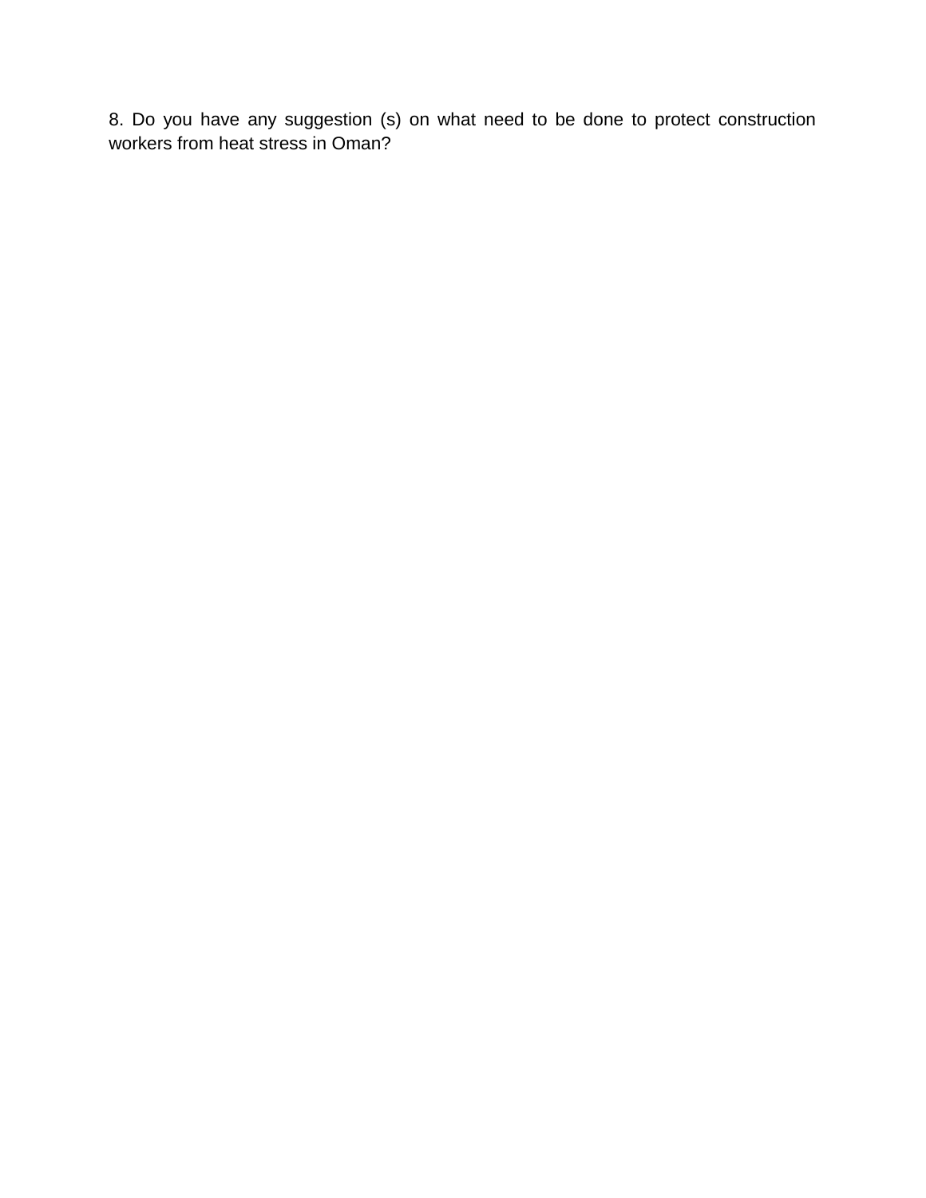8. Do you have any suggestion (s) on what need to be done to protect construction workers from heat stress in Oman?